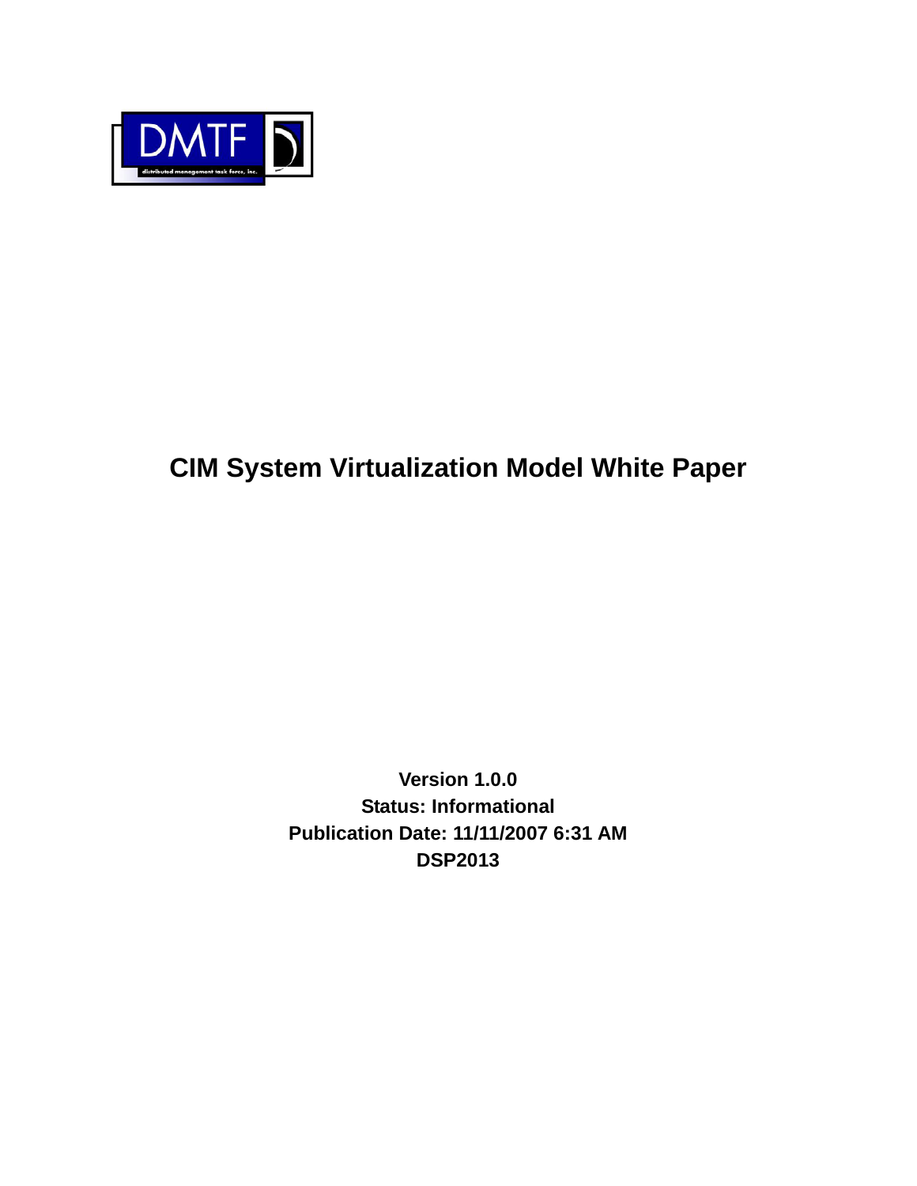# CIM System Virtualization Model White Paper

**Version 1.0.0**
**Status: Informational**
**Publication Date: 11/11/2007 6:31 AM**
**DSP2013**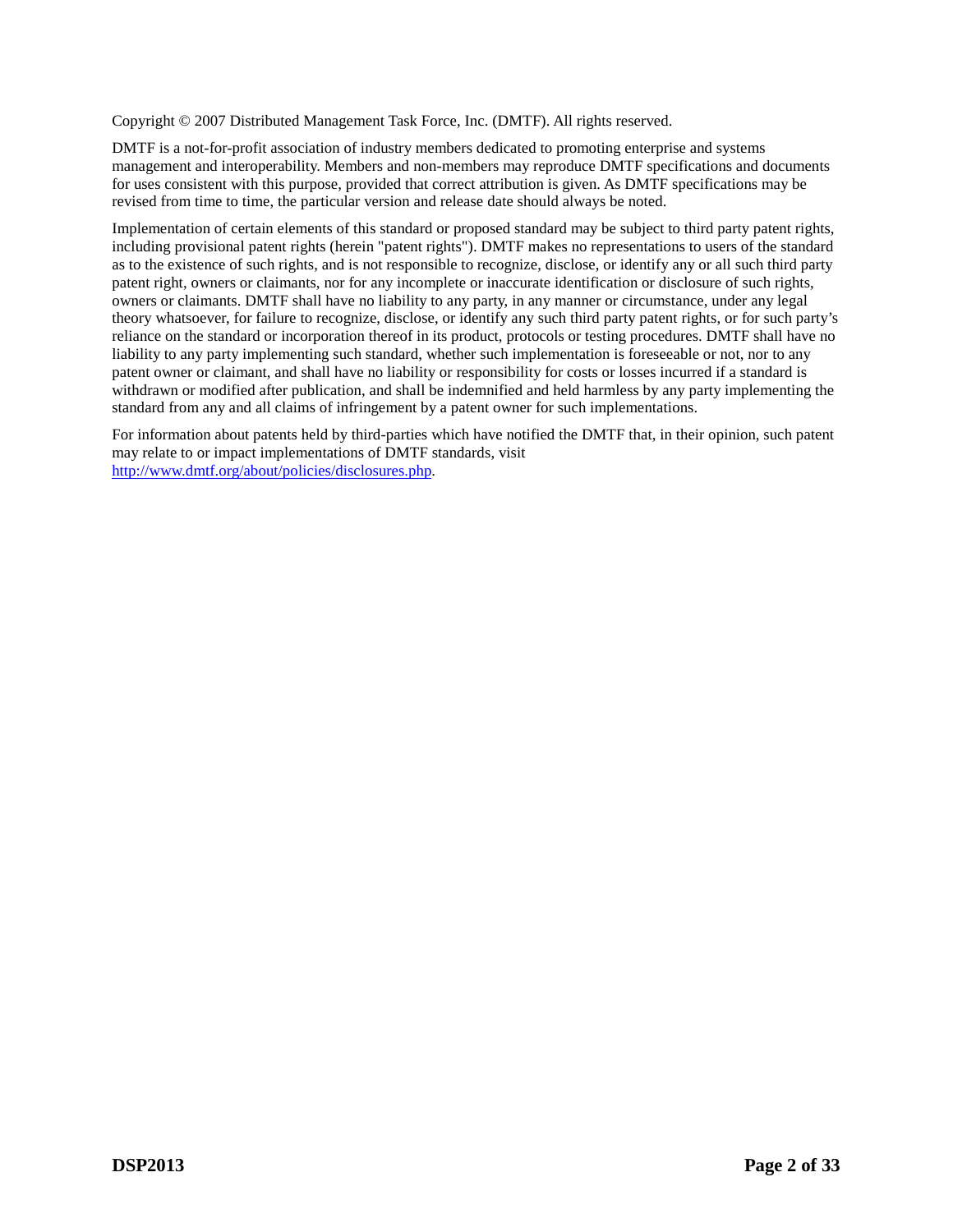Copyright © 2007 Distributed Management Task Force, Inc. (DMTF). All rights reserved.

DMTF is a not-for-profit association of industry members dedicated to promoting enterprise and systems management and interoperability. Members and non-members may reproduce DMTF specifications and documents for uses consistent with this purpose, provided that correct attribution is given. As DMTF specifications may be revised from time to time, the particular version and release date should always be noted.

Implementation of certain elements of this standard or proposed standard may be subject to third party patent rights, including provisional patent rights (herein "patent rights"). DMTF makes no representations to users of the standard as to the existence of such rights, and is not responsible to recognize, disclose, or identify any or all such third party patent right, owners or claimants, nor for any incomplete or inaccurate identification or disclosure of such rights, owners or claimants. DMTF shall have no liability to any party, in any manner or circumstance, under any legal theory whatsoever, for failure to recognize, disclose, or identify any such third party patent rights, or for such party's reliance on the standard or incorporation thereof in its product, protocols or testing procedures. DMTF shall have no liability to any party implementing such standard, whether such implementation is foreseeable or not, nor to any patent owner or claimant, and shall have no liability or responsibility for costs or losses incurred if a standard is withdrawn or modified after publication, and shall be indemnified and held harmless by any party implementing the standard from any and all claims of infringement by a patent owner for such implementations.

For information about patents held by third-parties which have notified the DMTF that, in their opinion, such patent may relate to or impact implementations of DMTF standards, visit http://www.dmtf.org/about/policies/disclosures.php.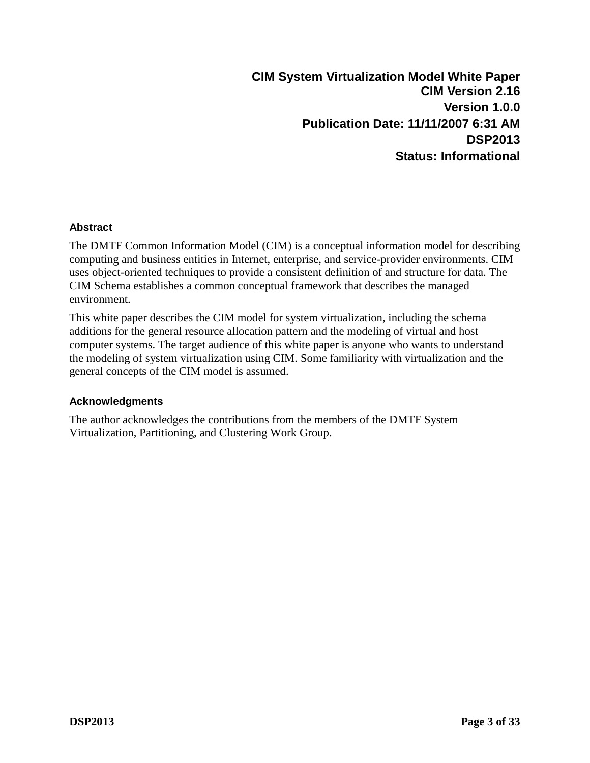# CIM System Virtualization Model White Paper

**CIM Version 2.16**

**Version 1.0.0**

**Publication Date: 11/11/2007 6:31 AM**

**DSP2013**

**Status: Informational**

## Abstract

The DMTF Common Information Model (CIM) is a conceptual information model for describing computing and business entities in Internet, enterprise, and service-provider environments. CIM uses object-oriented techniques to provide a consistent definition of and structure for data. The CIM Schema establishes a common conceptual framework that describes the managed environment.

This white paper describes the CIM model for system virtualization, including the schema additions for the general resource allocation pattern and the modeling of virtual and host computer systems. The target audience of this white paper is anyone who wants to understand the modeling of system virtualization using CIM. Some familiarity with virtualization and the general concepts of the CIM model is assumed.

## Acknowledgments

The author acknowledges the contributions from the members of the DMTF System Virtualization, Partitioning, and Clustering Work Group.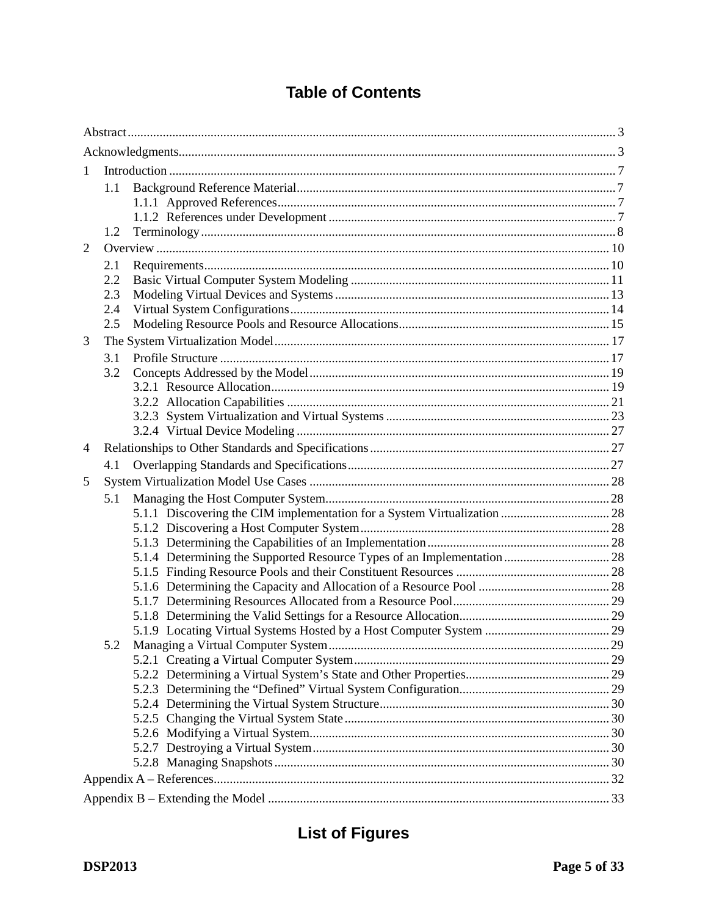# Table of Contents

Abstract ........................................................................................................................................ 3

Acknowledgments........................................................................................................................ 3

1 Introduction ............................................................................................................................ 7

  1.1 Background Reference Material................................................................................... 7

    1.1.1 Approved References......................................................................................... 7

    1.1.2 References under Development ......................................................................... 7

  1.2 Terminology................................................................................................................. 8

2 Overview ............................................................................................................................. 10

  2.1 Requirements.............................................................................................................. 10

  2.2 Basic Virtual Computer System Modeling ................................................................. 11

  2.3 Modeling Virtual Devices and Systems ..................................................................... 13

  2.4 Virtual System Configurations................................................................................... 14

  2.5 Modeling Resource Pools and Resource Allocations.................................................. 15

3 The System Virtualization Model........................................................................................ 17

  3.1 Profile Structure ......................................................................................................... 17

  3.2 Concepts Addressed by the Model............................................................................. 19

    3.2.1 Resource Allocation......................................................................................... 19

    3.2.2 Allocation Capabilities .................................................................................... 21

    3.2.3 System Virtualization and Virtual Systems ...................................................... 23

    3.2.4 Virtual Device Modeling ................................................................................. 27

4 Relationships to Other Standards and Specifications........................................................... 27

  4.1 Overlapping Standards and Specifications.................................................................. 27

5 System Virtualization Model Use Cases ............................................................................. 28

  5.1 Managing the Host Computer System........................................................................ 28

    5.1.1 Discovering the CIM implementation for a System Virtualization .................. 28

    5.1.2 Discovering a Host Computer System............................................................. 28

    5.1.3 Determining the Capabilities of an Implementation ......................................... 28

    5.1.4 Determining the Supported Resource Types of an Implementation ................. 28

    5.1.5 Finding Resource Pools and their Constituent Resources ................................ 28

    5.1.6 Determining the Capacity and Allocation of a Resource Pool ......................... 28

    5.1.7 Determining Resources Allocated from a Resource Pool................................. 29

    5.1.8 Determining the Valid Settings for a Resource Allocation............................... 29

    5.1.9 Locating Virtual Systems Hosted by a Host Computer System ....................... 29

  5.2 Managing a Virtual Computer System........................................................................ 29

    5.2.1 Creating a Virtual Computer System............................................................... 29

    5.2.2 Determining a Virtual System's State and Other Properties............................. 29

    5.2.3 Determining the "Defined" Virtual System Configuration............................... 29

    5.2.4 Determining the Virtual System Structure........................................................ 30

    5.2.5 Changing the Virtual System State .................................................................. 30

    5.2.6 Modifying a Virtual System............................................................................. 30

    5.2.7 Destroying a Virtual System............................................................................ 30

    5.2.8 Managing Snapshots ........................................................................................ 30

Appendix A – References........................................................................................................... 32

Appendix B – Extending the Model .......................................................................................... 33

# List of Figures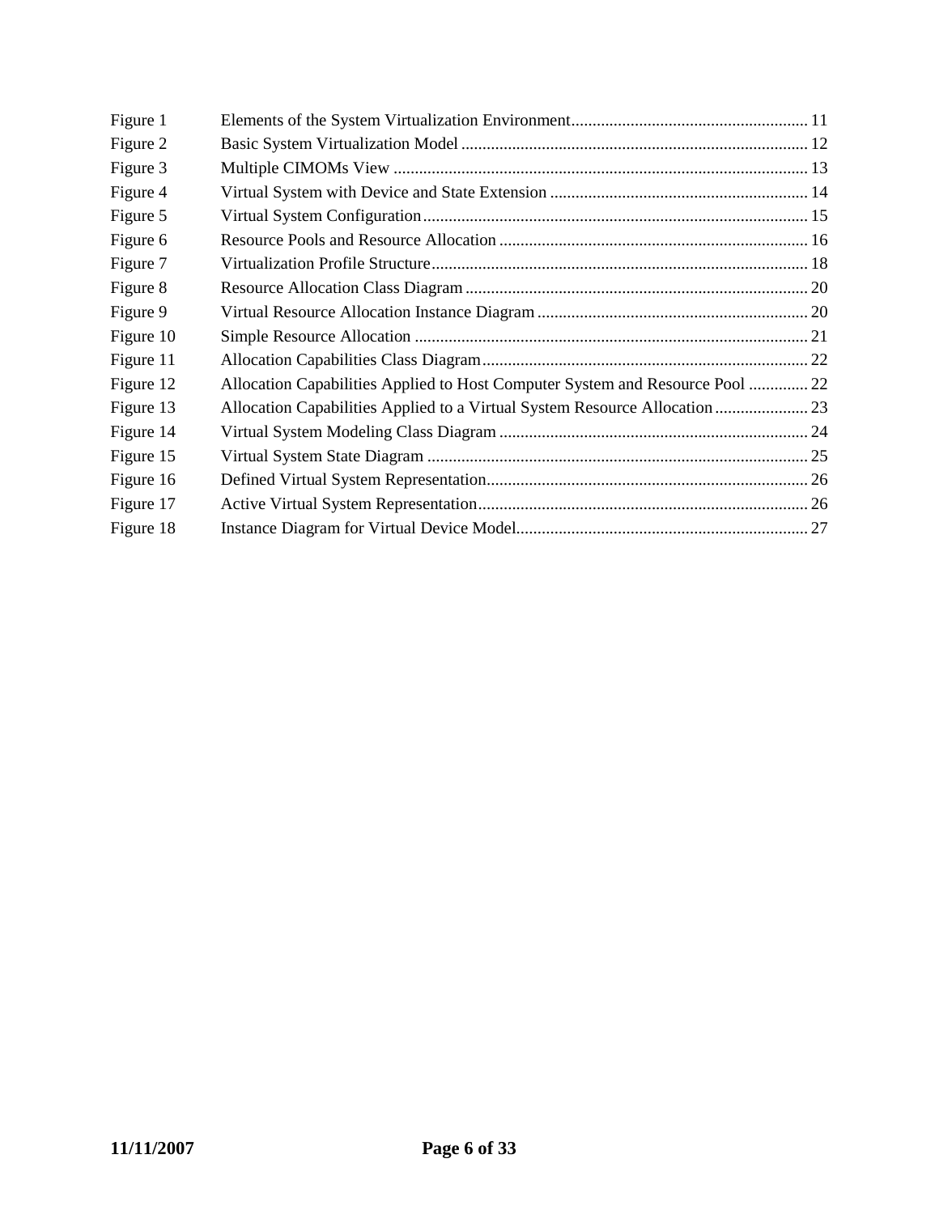Figure 1 Elements of the System Virtualization Environment........................................................ 11
Figure 2 Basic System Virtualization Model .................................................................................. 12
Figure 3 Multiple CIMOMs View .................................................................................................. 13
Figure 4 Virtual System with Device and State Extension ............................................................. 14
Figure 5 Virtual System Configuration........................................................................................... 15
Figure 6 Resource Pools and Resource Allocation ......................................................................... 16
Figure 7 Virtualization Profile Structure......................................................................................... 18
Figure 8 Resource Allocation Class Diagram ................................................................................. 20
Figure 9 Virtual Resource Allocation Instance Diagram ................................................................ 20
Figure 10 Simple Resource Allocation ............................................................................................. 21
Figure 11 Allocation Capabilities Class Diagram............................................................................. 22
Figure 12 Allocation Capabilities Applied to Host Computer System and Resource Pool .............. 22
Figure 13 Allocation Capabilities Applied to a Virtual System Resource Allocation ...................... 23
Figure 14 Virtual System Modeling Class Diagram ......................................................................... 24
Figure 15 Virtual System State Diagram .......................................................................................... 25
Figure 16 Defined Virtual System Representation............................................................................ 26
Figure 17 Active Virtual System Representation.............................................................................. 26
Figure 18 Instance Diagram for Virtual Device Model..................................................................... 27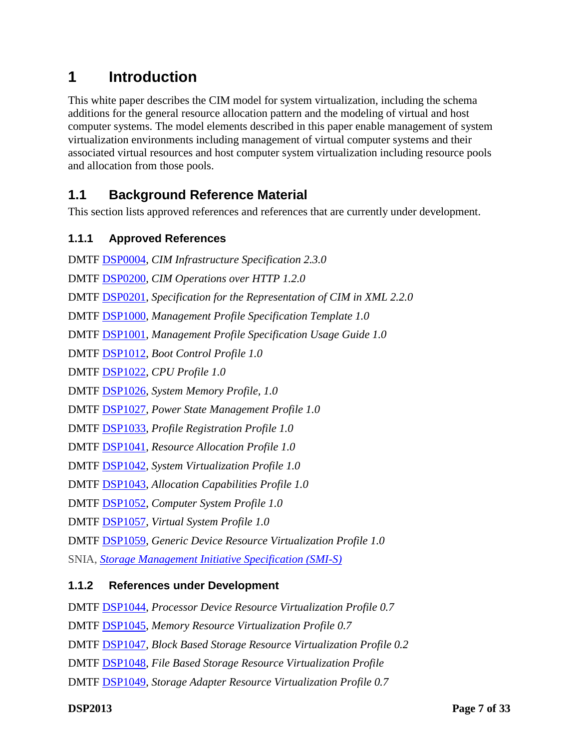# 1 Introduction

This white paper describes the CIM model for system virtualization, including the schema additions for the general resource allocation pattern and the modeling of virtual and host computer systems. The model elements described in this paper enable management of system virtualization environments including management of virtual computer systems and their associated virtual resources and host computer system virtualization including resource pools and allocation from those pools.

## 1.1 Background Reference Material

This section lists approved references and references that are currently under development.

### 1.1.1 Approved References

DMTF DSP0004, *CIM Infrastructure Specification 2.3.0*

DMTF DSP0200, *CIM Operations over HTTP 1.2.0*

DMTF DSP0201, *Specification for the Representation of CIM in XML 2.2.0*

DMTF DSP1000, *Management Profile Specification Template 1.0*

DMTF DSP1001, *Management Profile Specification Usage Guide 1.0*

DMTF DSP1012, *Boot Control Profile 1.0*

DMTF DSP1022, *CPU Profile 1.0*

DMTF DSP1026, *System Memory Profile, 1.0*

DMTF DSP1027, *Power State Management Profile 1.0*

DMTF DSP1033, *Profile Registration Profile 1.0*

DMTF DSP1041, *Resource Allocation Profile 1.0*

DMTF DSP1042, *System Virtualization Profile 1.0*

DMTF DSP1043, *Allocation Capabilities Profile 1.0*

DMTF DSP1052, *Computer System Profile 1.0*

DMTF DSP1057, *Virtual System Profile 1.0*

DMTF DSP1059, *Generic Device Resource Virtualization Profile 1.0*

SNIA, *Storage Management Initiative Specification (SMI-S)*

### 1.1.2 References under Development

DMTF DSP1044, *Processor Device Resource Virtualization Profile 0.7*

DMTF DSP1045, *Memory Resource Virtualization Profile 0.7*

DMTF DSP1047, *Block Based Storage Resource Virtualization Profile 0.2*

DMTF DSP1048, *File Based Storage Resource Virtualization Profile*

DMTF DSP1049, *Storage Adapter Resource Virtualization Profile 0.7*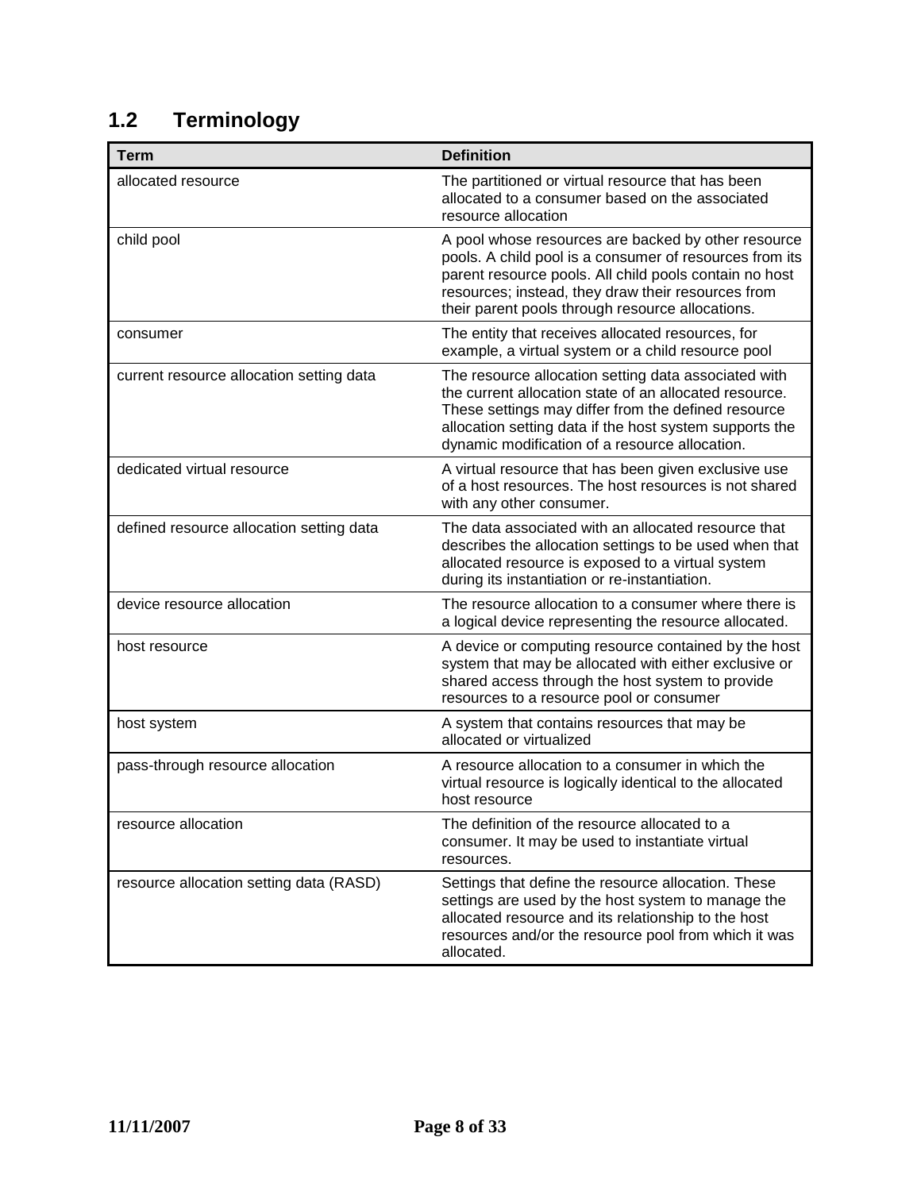## 1.2 Terminology

| Term | Definition |
|---|---|
| allocated resource | The partitioned or virtual resource that has been allocated to a consumer based on the associated resource allocation |
| child pool | A pool whose resources are backed by other resource pools. A child pool is a consumer of resources from its parent resource pools. All child pools contain no host resources; instead, they draw their resources from their parent pools through resource allocations. |
| consumer | The entity that receives allocated resources, for example, a virtual system or a child resource pool |
| current resource allocation setting data | The resource allocation setting data associated with the current allocation state of an allocated resource. These settings may differ from the defined resource allocation setting data if the host system supports the dynamic modification of a resource allocation. |
| dedicated virtual resource | A virtual resource that has been given exclusive use of a host resources. The host resources is not shared with any other consumer. |
| defined resource allocation setting data | The data associated with an allocated resource that describes the allocation settings to be used when that allocated resource is exposed to a virtual system during its instantiation or re-instantiation. |
| device resource allocation | The resource allocation to a consumer where there is a logical device representing the resource allocated. |
| host resource | A device or computing resource contained by the host system that may be allocated with either exclusive or shared access through the host system to provide resources to a resource pool or consumer |
| host system | A system that contains resources that may be allocated or virtualized |
| pass-through resource allocation | A resource allocation to a consumer in which the virtual resource is logically identical to the allocated host resource |
| resource allocation | The definition of the resource allocated to a consumer. It may be used to instantiate virtual resources. |
| resource allocation setting data (RASD) | Settings that define the resource allocation. These settings are used by the host system to manage the allocated resource and its relationship to the host resources and/or the resource pool from which it was allocated. |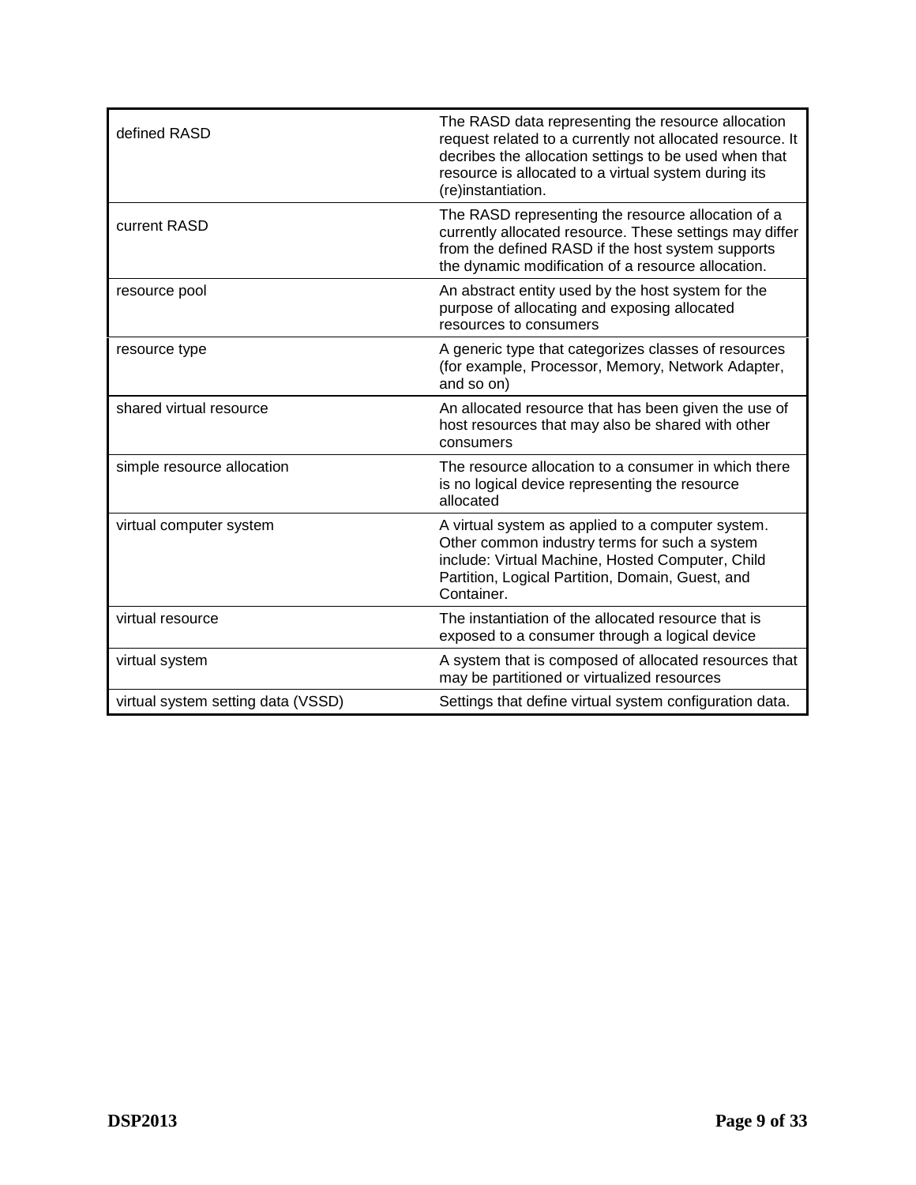| | |
|---|---|
| defined RASD | The RASD data representing the resource allocation request related to a currently not allocated resource. It decribes the allocation settings to be used when that resource is allocated to a virtual system during its (re)instantiation. |
| current RASD | The RASD representing the resource allocation of a currently allocated resource. These settings may differ from the defined RASD if the host system supports the dynamic modification of a resource allocation. |
| resource pool | An abstract entity used by the host system for the purpose of allocating and exposing allocated resources to consumers |
| resource type | A generic type that categorizes classes of resources (for example, Processor, Memory, Network Adapter, and so on) |
| shared virtual resource | An allocated resource that has been given the use of host resources that may also be shared with other consumers |
| simple resource allocation | The resource allocation to a consumer in which there is no logical device representing the resource allocated |
| virtual computer system | A virtual system as applied to a computer system. Other common industry terms for such a system include: Virtual Machine, Hosted Computer, Child Partition, Logical Partition, Domain, Guest, and Container. |
| virtual resource | The instantiation of the allocated resource that is exposed to a consumer through a logical device |
| virtual system | A system that is composed of allocated resources that may be partitioned or virtualized resources |
| virtual system setting data (VSSD) | Settings that define virtual system configuration data. |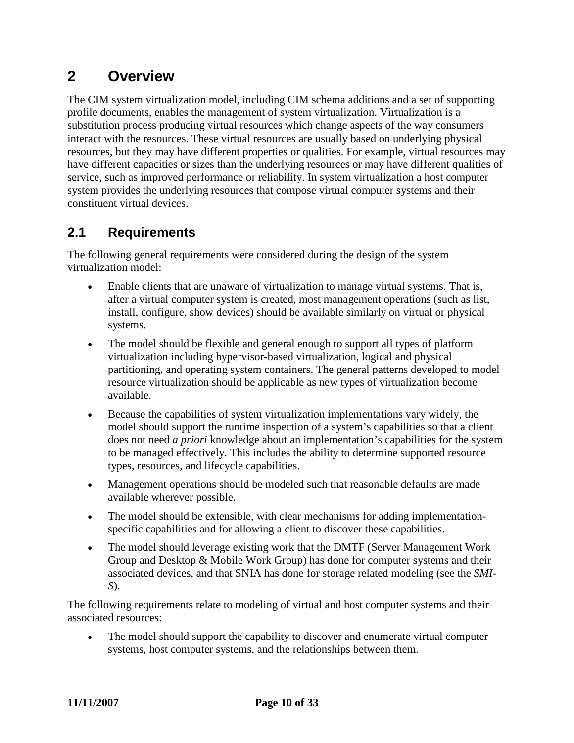# 2 Overview

The CIM system virtualization model, including CIM schema additions and a set of supporting profile documents, enables the management of system virtualization. Virtualization is a substitution process producing virtual resources which change aspects of the way consumers interact with the resources. These virtual resources are usually based on underlying physical resources, but they may have different properties or qualities. For example, virtual resources may have different capacities or sizes than the underlying resources or may have different qualities of service, such as improved performance or reliability. In system virtualization a host computer system provides the underlying resources that compose virtual computer systems and their constituent virtual devices.

## 2.1 Requirements

The following general requirements were considered during the design of the system virtualization model:

- Enable clients that are unaware of virtualization to manage virtual systems. That is, after a virtual computer system is created, most management operations (such as list, install, configure, show devices) should be available similarly on virtual or physical systems.
- The model should be flexible and general enough to support all types of platform virtualization including hypervisor-based virtualization, logical and physical partitioning, and operating system containers. The general patterns developed to model resource virtualization should be applicable as new types of virtualization become available.
- Because the capabilities of system virtualization implementations vary widely, the model should support the runtime inspection of a system's capabilities so that a client does not need *a priori* knowledge about an implementation's capabilities for the system to be managed effectively. This includes the ability to determine supported resource types, resources, and lifecycle capabilities.
- Management operations should be modeled such that reasonable defaults are made available wherever possible.
- The model should be extensible, with clear mechanisms for adding implementation-specific capabilities and for allowing a client to discover these capabilities.
- The model should leverage existing work that the DMTF (Server Management Work Group and Desktop & Mobile Work Group) has done for computer systems and their associated devices, and that SNIA has done for storage related modeling (see the *SMI-S*).

The following requirements relate to modeling of virtual and host computer systems and their associated resources:

- The model should support the capability to discover and enumerate virtual computer systems, host computer systems, and the relationships between them.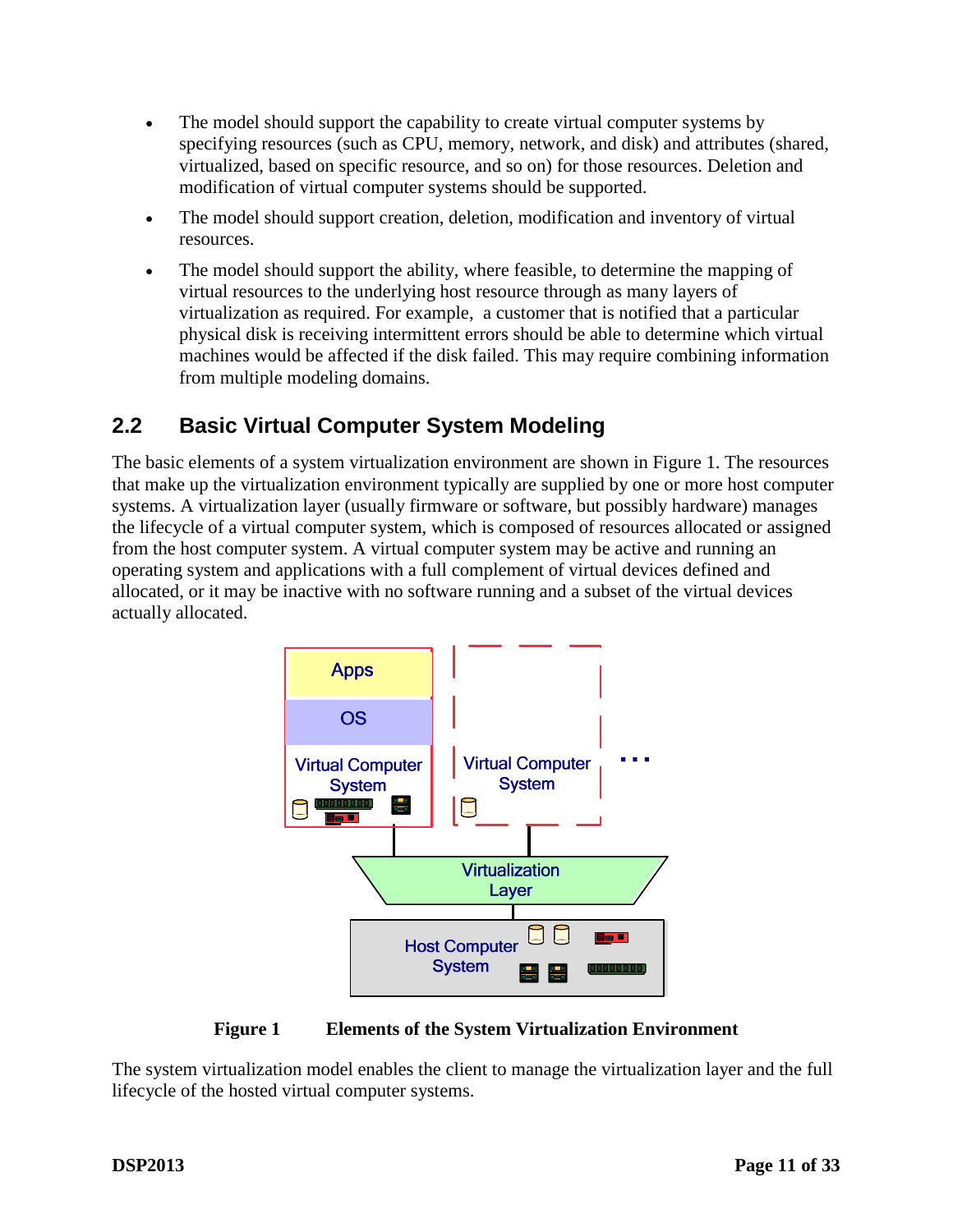- The model should support the capability to create virtual computer systems by specifying resources (such as CPU, memory, network, and disk) and attributes (shared, virtualized, based on specific resource, and so on) for those resources. Deletion and modification of virtual computer systems should be supported.
- The model should support creation, deletion, modification and inventory of virtual resources.
- The model should support the ability, where feasible, to determine the mapping of virtual resources to the underlying host resource through as many layers of virtualization as required. For example, a customer that is notified that a particular physical disk is receiving intermittent errors should be able to determine which virtual machines would be affected if the disk failed. This may require combining information from multiple modeling domains.

## 2.2 Basic Virtual Computer System Modeling

The basic elements of a system virtualization environment are shown in Figure 1. The resources that make up the virtualization environment typically are supplied by one or more host computer systems. A virtualization layer (usually firmware or software, but possibly hardware) manages the lifecycle of a virtual computer system, which is composed of resources allocated or assigned from the host computer system. A virtual computer system may be active and running an operating system and applications with a full complement of virtual devices defined and allocated, or it may be inactive with no software running and a subset of the virtual devices actually allocated.

Apps

OS

Virtual Computer System

Virtual Computer System

. . .

Virtualization Layer

Host Computer System

**Figure 1 Elements of the System Virtualization Environment**

The system virtualization model enables the client to manage the virtualization layer and the full lifecycle of the hosted virtual computer systems.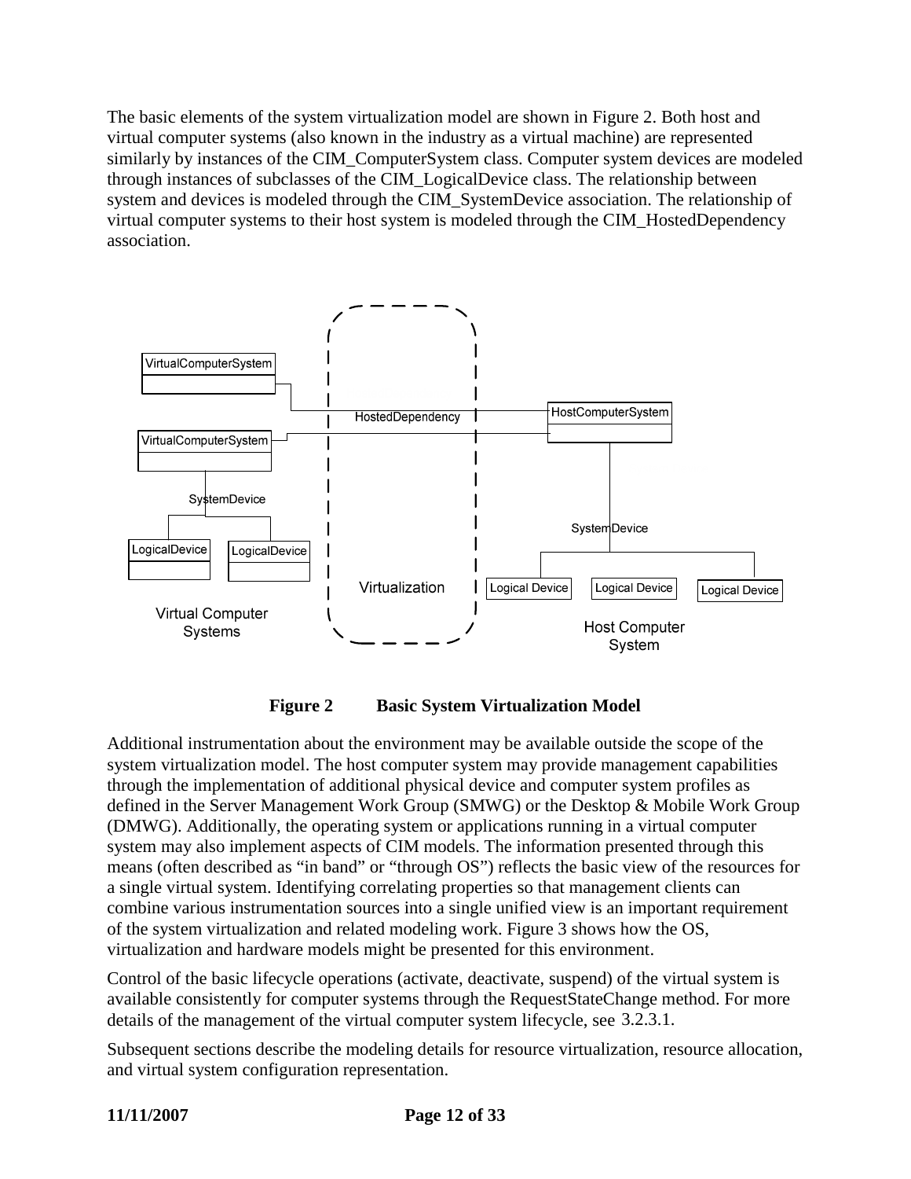The basic elements of the system virtualization model are shown in Figure 2. Both host and virtual computer systems (also known in the industry as a virtual machine) are represented similarly by instances of the CIM_ComputerSystem class. Computer system devices are modeled through instances of subclasses of the CIM_LogicalDevice class. The relationship between system and devices is modeled through the CIM_SystemDevice association. The relationship of virtual computer systems to their host system is modeled through the CIM_HostedDependency association.

VirtualComputerSystem

VirtualComputerSystem

HostedDependency

HostComputerSystem

SystemDevice

LogicalDevice

LogicalDevice

SystemDevice

Virtualization

Logical Device

Logical Device

Logical Device

Virtual Computer Systems

Host Computer System

**Figure 2 Basic System Virtualization Model**

Additional instrumentation about the environment may be available outside the scope of the system virtualization model. The host computer system may provide management capabilities through the implementation of additional physical device and computer system profiles as defined in the Server Management Work Group (SMWG) or the Desktop & Mobile Work Group (DMWG). Additionally, the operating system or applications running in a virtual computer system may also implement aspects of CIM models. The information presented through this means (often described as "in band" or "through OS") reflects the basic view of the resources for a single virtual system. Identifying correlating properties so that management clients can combine various instrumentation sources into a single unified view is an important requirement of the system virtualization and related modeling work. Figure 3 shows how the OS, virtualization and hardware models might be presented for this environment.

Control of the basic lifecycle operations (activate, deactivate, suspend) of the virtual system is available consistently for computer systems through the RequestStateChange method. For more details of the management of the virtual computer system lifecycle, see 3.2.3.1.

Subsequent sections describe the modeling details for resource virtualization, resource allocation, and virtual system configuration representation.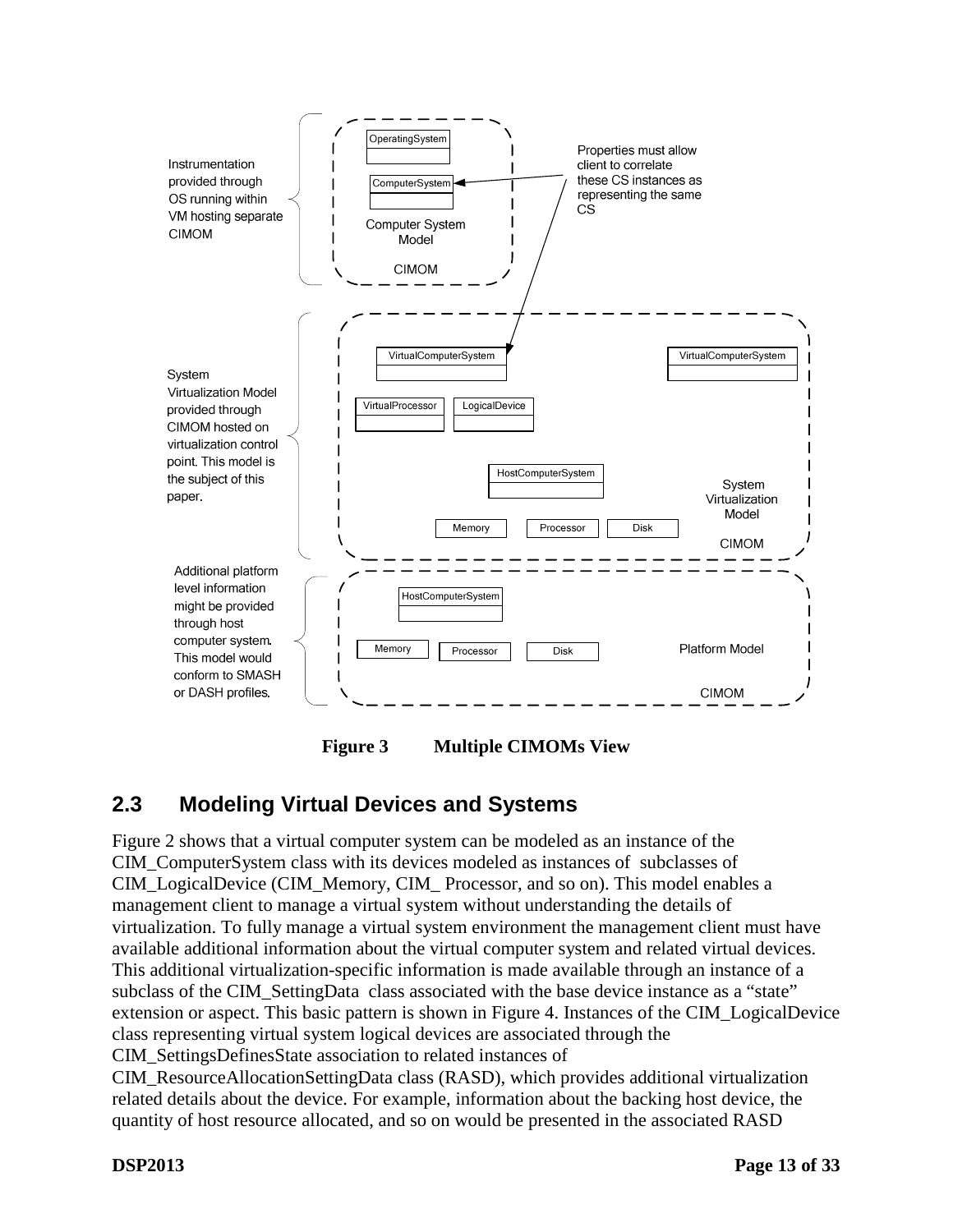Instrumentation provided through OS running within VM hosting separate CIMOM

OperatingSystem

ComputerSystem

Computer System Model

CIMOM

Properties must allow client to correlate these CS instances as representing the same CS

System Virtualization Model provided through CIMOM hosted on virtualization control point. This model is the subject of this paper.

VirtualComputerSystem

VirtualComputerSystem

VirtualProcessor

LogicalDevice

HostComputerSystem

Memory

Processor

Disk

System Virtualization Model

CIMOM

Additional platform level information might be provided through host computer system. This model would conform to SMASH or DASH profiles.

HostComputerSystem

Memory

Processor

Disk

Platform Model

CIMOM

**Figure 3 Multiple CIMOMs View**

## 2.3 Modeling Virtual Devices and Systems

Figure 2 shows that a virtual computer system can be modeled as an instance of the CIM_ComputerSystem class with its devices modeled as instances of subclasses of CIM_LogicalDevice (CIM_Memory, CIM_ Processor, and so on). This model enables a management client to manage a virtual system without understanding the details of virtualization. To fully manage a virtual system environment the management client must have available additional information about the virtual computer system and related virtual devices. This additional virtualization-specific information is made available through an instance of a subclass of the CIM_SettingData class associated with the base device instance as a "state" extension or aspect. This basic pattern is shown in Figure 4. Instances of the CIM_LogicalDevice class representing virtual system logical devices are associated through the CIM_SettingsDefinesState association to related instances of CIM_ResourceAllocationSettingData class (RASD), which provides additional virtualization related details about the device. For example, information about the backing host device, the quantity of host resource allocated, and so on would be presented in the associated RASD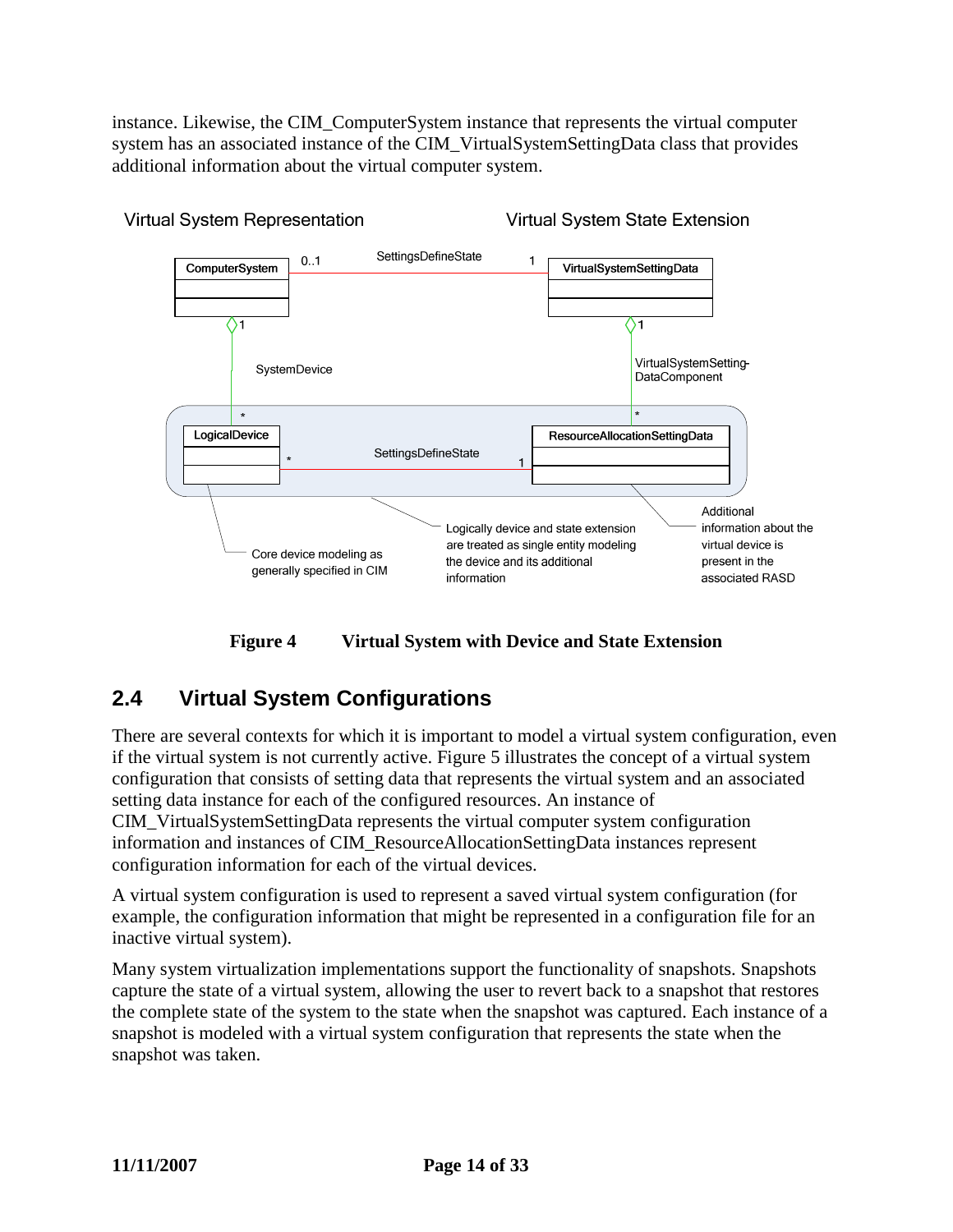instance. Likewise, the CIM_ComputerSystem instance that represents the virtual computer system has an associated instance of the CIM_VirtualSystemSettingData class that provides additional information about the virtual computer system.

Virtual System Representation

Virtual System State Extension

ComputerSystem

0..1

SettingsDefineState

1

VirtualSystemSettingData

1

1

SystemDevice

VirtualSystemSetting-DataComponent

*

*

LogicalDevice

*

SettingsDefineState

1

ResourceAllocationSettingData

Core device modeling as generally specified in CIM

Logically device and state extension are treated as single entity modeling the device and its additional information

Additional information about the virtual device is present in the associated RASD

**Figure 4 Virtual System with Device and State Extension**

## 2.4 Virtual System Configurations

There are several contexts for which it is important to model a virtual system configuration, even if the virtual system is not currently active. Figure 5 illustrates the concept of a virtual system configuration that consists of setting data that represents the virtual system and an associated setting data instance for each of the configured resources. An instance of CIM_VirtualSystemSettingData represents the virtual computer system configuration information and instances of CIM_ResourceAllocationSettingData instances represent configuration information for each of the virtual devices.

A virtual system configuration is used to represent a saved virtual system configuration (for example, the configuration information that might be represented in a configuration file for an inactive virtual system).

Many system virtualization implementations support the functionality of snapshots. Snapshots capture the state of a virtual system, allowing the user to revert back to a snapshot that restores the complete state of the system to the state when the snapshot was captured. Each instance of a snapshot is modeled with a virtual system configuration that represents the state when the snapshot was taken.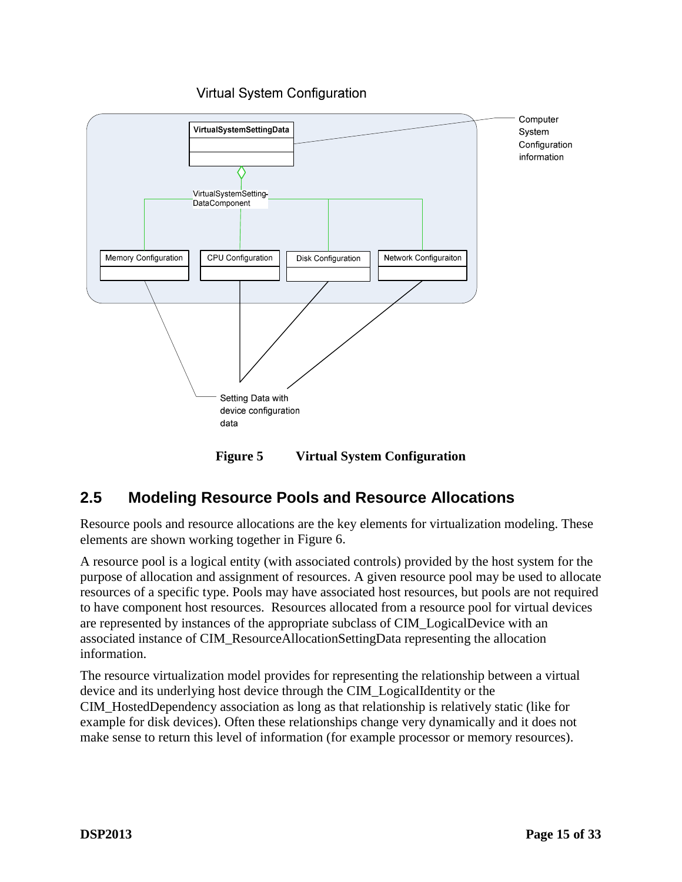Virtual System Configuration

VirtualSystemSettingData

Computer System Configuration information

VirtualSystemSetting-DataComponent

Memory Configuration

CPU Configuration

Disk Configuration

Network Configuraiton

Setting Data with device configuration data

**Figure 5 Virtual System Configuration**

## 2.5 Modeling Resource Pools and Resource Allocations

Resource pools and resource allocations are the key elements for virtualization modeling. These elements are shown working together in Figure 6.

A resource pool is a logical entity (with associated controls) provided by the host system for the purpose of allocation and assignment of resources. A given resource pool may be used to allocate resources of a specific type. Pools may have associated host resources, but pools are not required to have component host resources. Resources allocated from a resource pool for virtual devices are represented by instances of the appropriate subclass of CIM_LogicalDevice with an associated instance of CIM_ResourceAllocationSettingData representing the allocation information.

The resource virtualization model provides for representing the relationship between a virtual device and its underlying host device through the CIM_LogicalIdentity or the CIM_HostedDependency association as long as that relationship is relatively static (like for example for disk devices). Often these relationships change very dynamically and it does not make sense to return this level of information (for example processor or memory resources).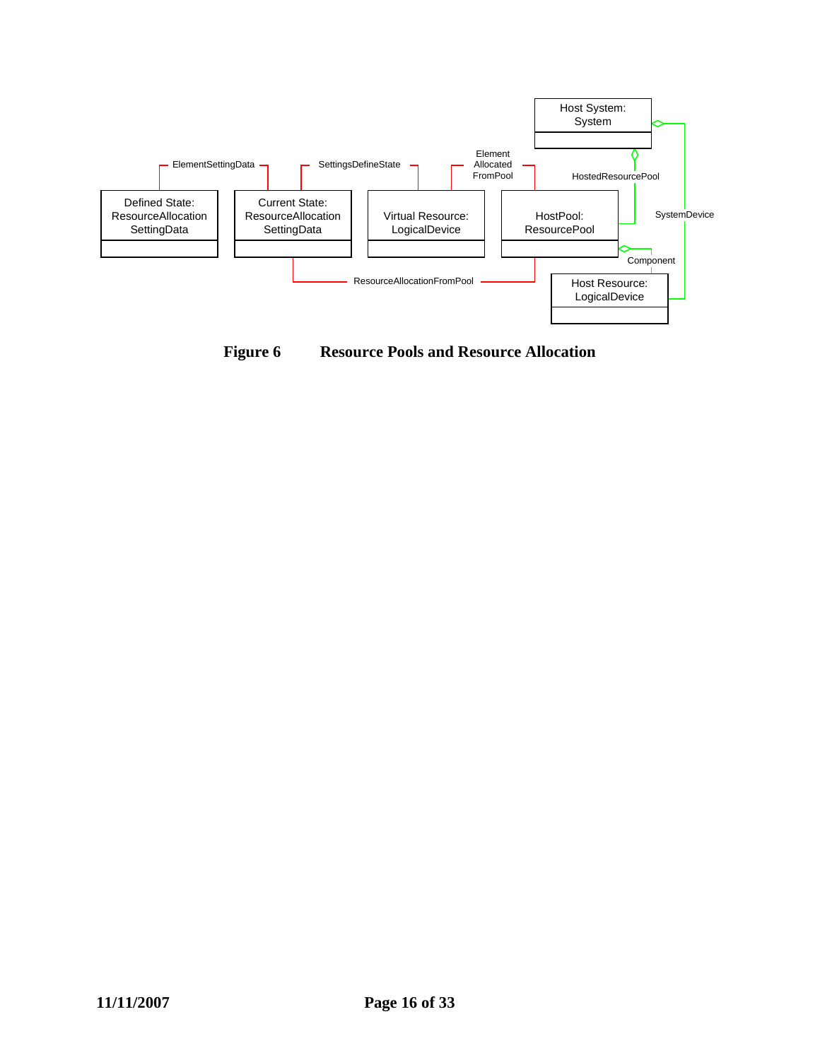Host System:
System

ElementSettingData

SettingsDefineState

Element
Allocated
FromPool

HostedResourcePool

Defined State:
ResourceAllocation
SettingData

Current State:
ResourceAllocation
SettingData

Virtual Resource:
LogicalDevice

HostPool:
ResourcePool

SystemDevice

Component

ResourceAllocationFromPool

Host Resource:
LogicalDevice

**Figure 6 Resource Pools and Resource Allocation**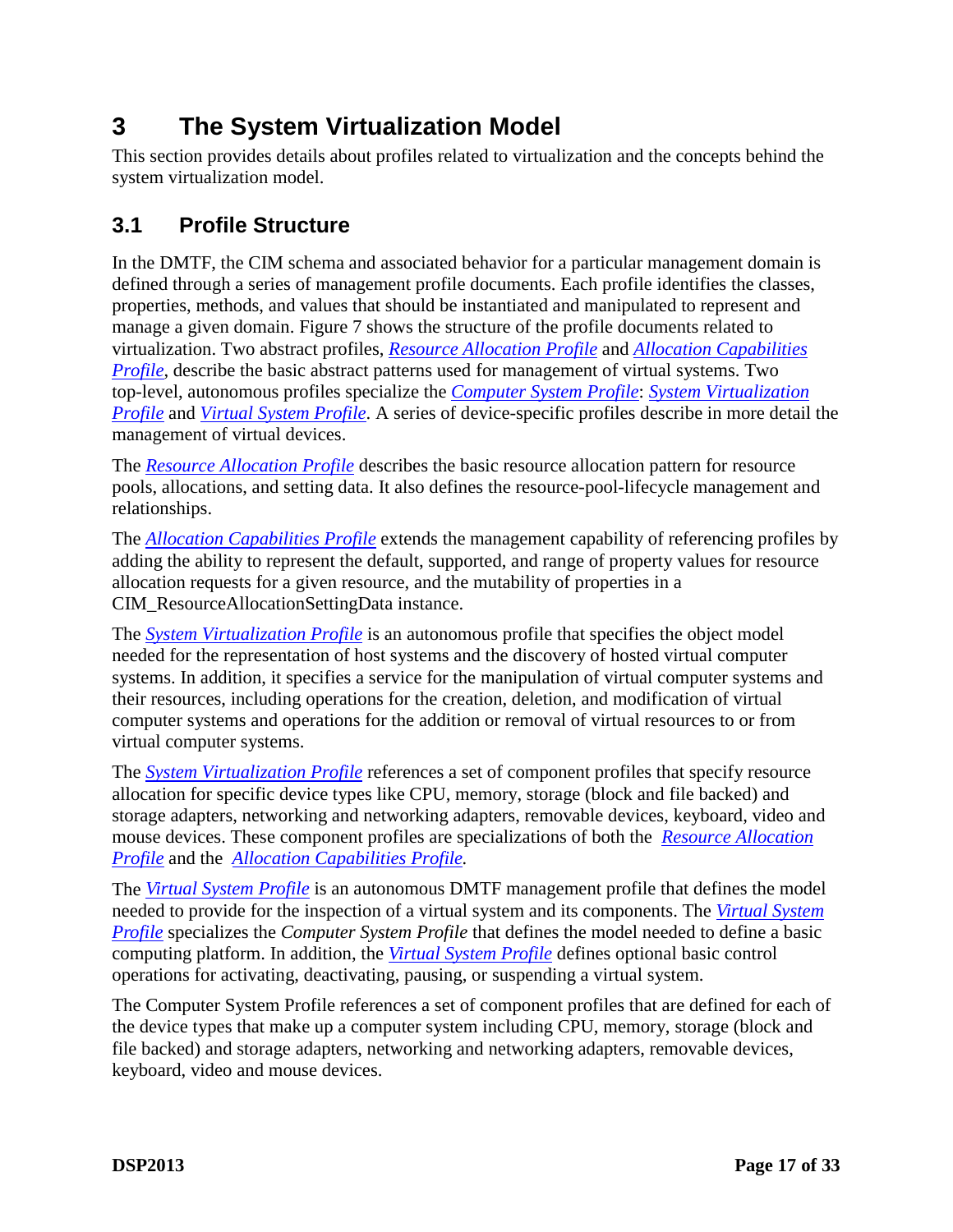# 3 The System Virtualization Model

This section provides details about profiles related to virtualization and the concepts behind the system virtualization model.

## 3.1 Profile Structure

In the DMTF, the CIM schema and associated behavior for a particular management domain is defined through a series of management profile documents. Each profile identifies the classes, properties, methods, and values that should be instantiated and manipulated to represent and manage a given domain. Figure 7 shows the structure of the profile documents related to virtualization. Two abstract profiles, *Resource Allocation Profile* and *Allocation Capabilities Profile*, describe the basic abstract patterns used for management of virtual systems. Two top-level, autonomous profiles specialize the *Computer System Profile*: *System Virtualization Profile* and *Virtual System Profile*. A series of device-specific profiles describe in more detail the management of virtual devices.

The *Resource Allocation Profile* describes the basic resource allocation pattern for resource pools, allocations, and setting data. It also defines the resource-pool-lifecycle management and relationships.

The *Allocation Capabilities Profile* extends the management capability of referencing profiles by adding the ability to represent the default, supported, and range of property values for resource allocation requests for a given resource, and the mutability of properties in a CIM_ResourceAllocationSettingData instance.

The *System Virtualization Profile* is an autonomous profile that specifies the object model needed for the representation of host systems and the discovery of hosted virtual computer systems. In addition, it specifies a service for the manipulation of virtual computer systems and their resources, including operations for the creation, deletion, and modification of virtual computer systems and operations for the addition or removal of virtual resources to or from virtual computer systems.

The *System Virtualization Profile* references a set of component profiles that specify resource allocation for specific device types like CPU, memory, storage (block and file backed) and storage adapters, networking and networking adapters, removable devices, keyboard, video and mouse devices. These component profiles are specializations of both the *Resource Allocation Profile* and the *Allocation Capabilities Profile*.

The *Virtual System Profile* is an autonomous DMTF management profile that defines the model needed to provide for the inspection of a virtual system and its components. The *Virtual System Profile* specializes the *Computer System Profile* that defines the model needed to define a basic computing platform. In addition, the *Virtual System Profile* defines optional basic control operations for activating, deactivating, pausing, or suspending a virtual system.

The Computer System Profile references a set of component profiles that are defined for each of the device types that make up a computer system including CPU, memory, storage (block and file backed) and storage adapters, networking and networking adapters, removable devices, keyboard, video and mouse devices.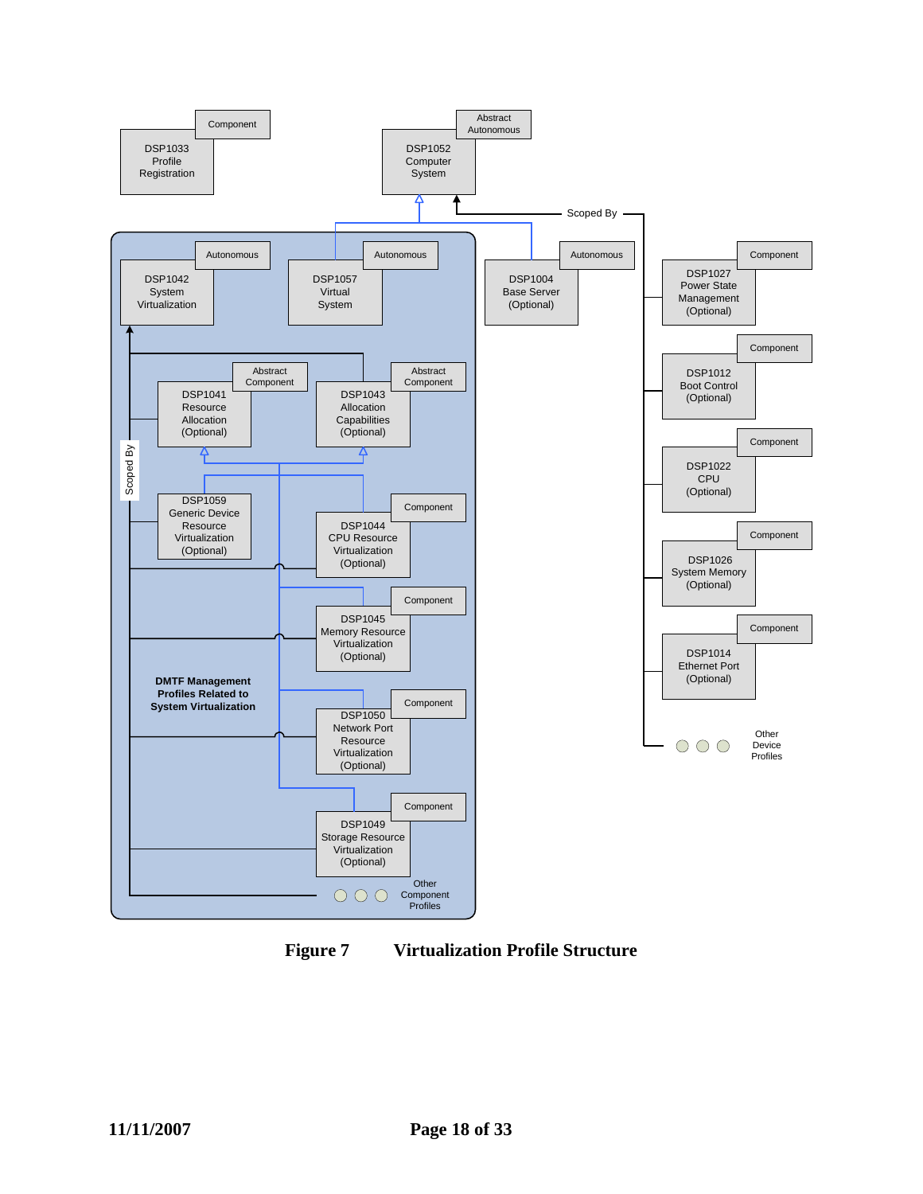Figure 7 Virtualization Profile Structure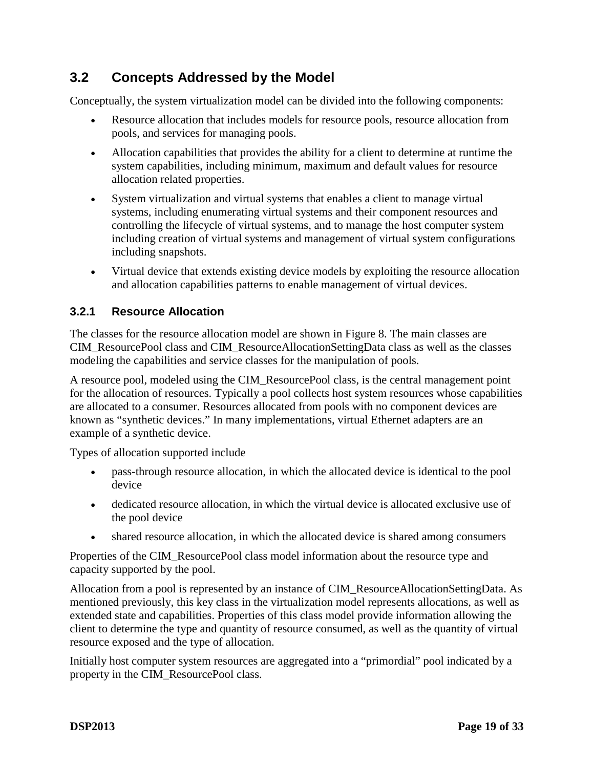## 3.2 Concepts Addressed by the Model

Conceptually, the system virtualization model can be divided into the following components:

- Resource allocation that includes models for resource pools, resource allocation from pools, and services for managing pools.
- Allocation capabilities that provides the ability for a client to determine at runtime the system capabilities, including minimum, maximum and default values for resource allocation related properties.
- System virtualization and virtual systems that enables a client to manage virtual systems, including enumerating virtual systems and their component resources and controlling the lifecycle of virtual systems, and to manage the host computer system including creation of virtual systems and management of virtual system configurations including snapshots.
- Virtual device that extends existing device models by exploiting the resource allocation and allocation capabilities patterns to enable management of virtual devices.

### 3.2.1 Resource Allocation

The classes for the resource allocation model are shown in Figure 8. The main classes are CIM_ResourcePool class and CIM_ResourceAllocationSettingData class as well as the classes modeling the capabilities and service classes for the manipulation of pools.

A resource pool, modeled using the CIM_ResourcePool class, is the central management point for the allocation of resources. Typically a pool collects host system resources whose capabilities are allocated to a consumer. Resources allocated from pools with no component devices are known as “synthetic devices.” In many implementations, virtual Ethernet adapters are an example of a synthetic device.

Types of allocation supported include

- pass-through resource allocation, in which the allocated device is identical to the pool device
- dedicated resource allocation, in which the virtual device is allocated exclusive use of the pool device
- shared resource allocation, in which the allocated device is shared among consumers

Properties of the CIM_ResourcePool class model information about the resource type and capacity supported by the pool.

Allocation from a pool is represented by an instance of CIM_ResourceAllocationSettingData. As mentioned previously, this key class in the virtualization model represents allocations, as well as extended state and capabilities. Properties of this class model provide information allowing the client to determine the type and quantity of resource consumed, as well as the quantity of virtual resource exposed and the type of allocation.

Initially host computer system resources are aggregated into a “primordial” pool indicated by a property in the CIM_ResourcePool class.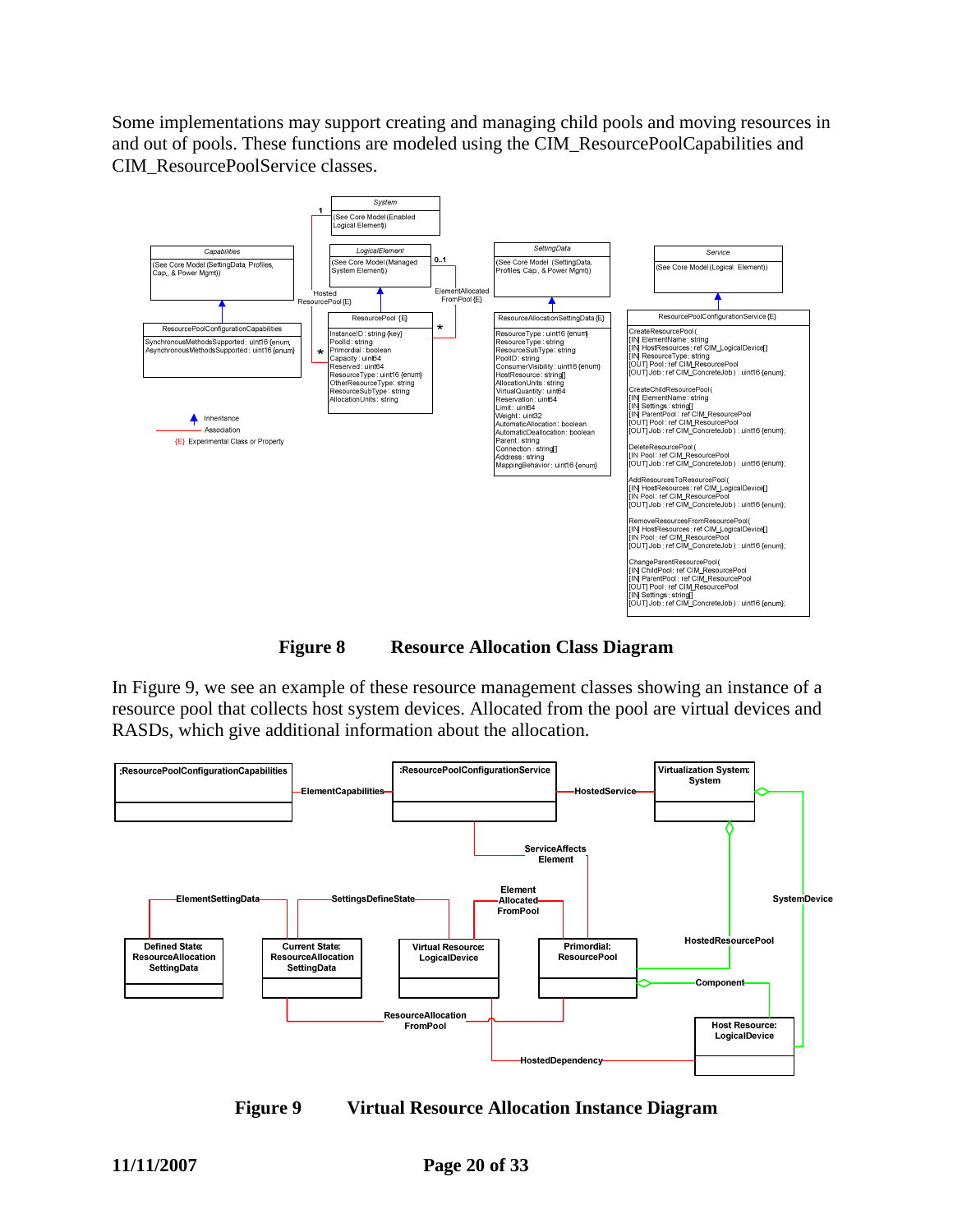Some implementations may support creating and managing child pools and moving resources in and out of pools. These functions are modeled using the CIM_ResourcePoolCapabilities and CIM_ResourcePoolService classes.

**Figure 8 Resource Allocation Class Diagram**

In Figure 9, we see an example of these resource management classes showing an instance of a resource pool that collects host system devices. Allocated from the pool are virtual devices and RASDs, which give additional information about the allocation.

**Figure 9 Virtual Resource Allocation Instance Diagram**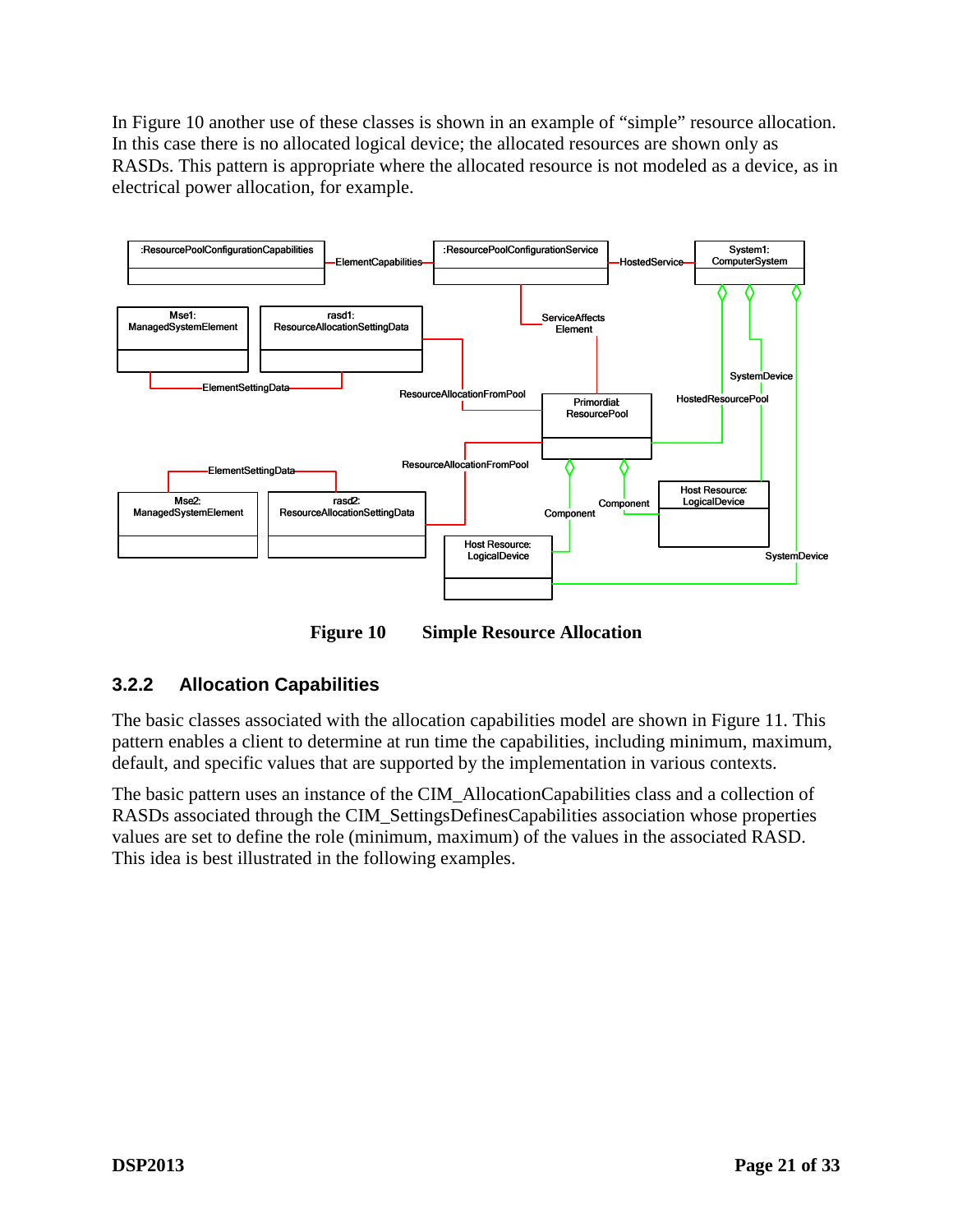In Figure 10 another use of these classes is shown in an example of "simple" resource allocation. In this case there is no allocated logical device; the allocated resources are shown only as RASDs. This pattern is appropriate where the allocated resource is not modeled as a device, as in electrical power allocation, for example.

:ResourcePoolConfigurationCapabilities
ElementCapabilities
:ResourcePoolConfigurationService
HostedService
System1: ComputerSystem
Mse1: ManagedSystemElement
rasd1: ResourceAllocationSettingData
ServiceAffects Element
ElementSettingData
ResourceAllocationFromPool
SystemDevice
HostedResourcePool
Primordial ResourcePool
ResourceAllocationFromPool
ElementSettingData
Mse2: ManagedSystemElement
rasd2: ResourceAllocationSettingData
Component
Component
Host Resource: LogicalDevice
Host Resource: LogicalDevice
SystemDevice

**Figure 10 Simple Resource Allocation**

### 3.2.2 Allocation Capabilities

The basic classes associated with the allocation capabilities model are shown in Figure 11. This pattern enables a client to determine at run time the capabilities, including minimum, maximum, default, and specific values that are supported by the implementation in various contexts.

The basic pattern uses an instance of the CIM_AllocationCapabilities class and a collection of RASDs associated through the CIM_SettingsDefinesCapabilities association whose properties values are set to define the role (minimum, maximum) of the values in the associated RASD. This idea is best illustrated in the following examples.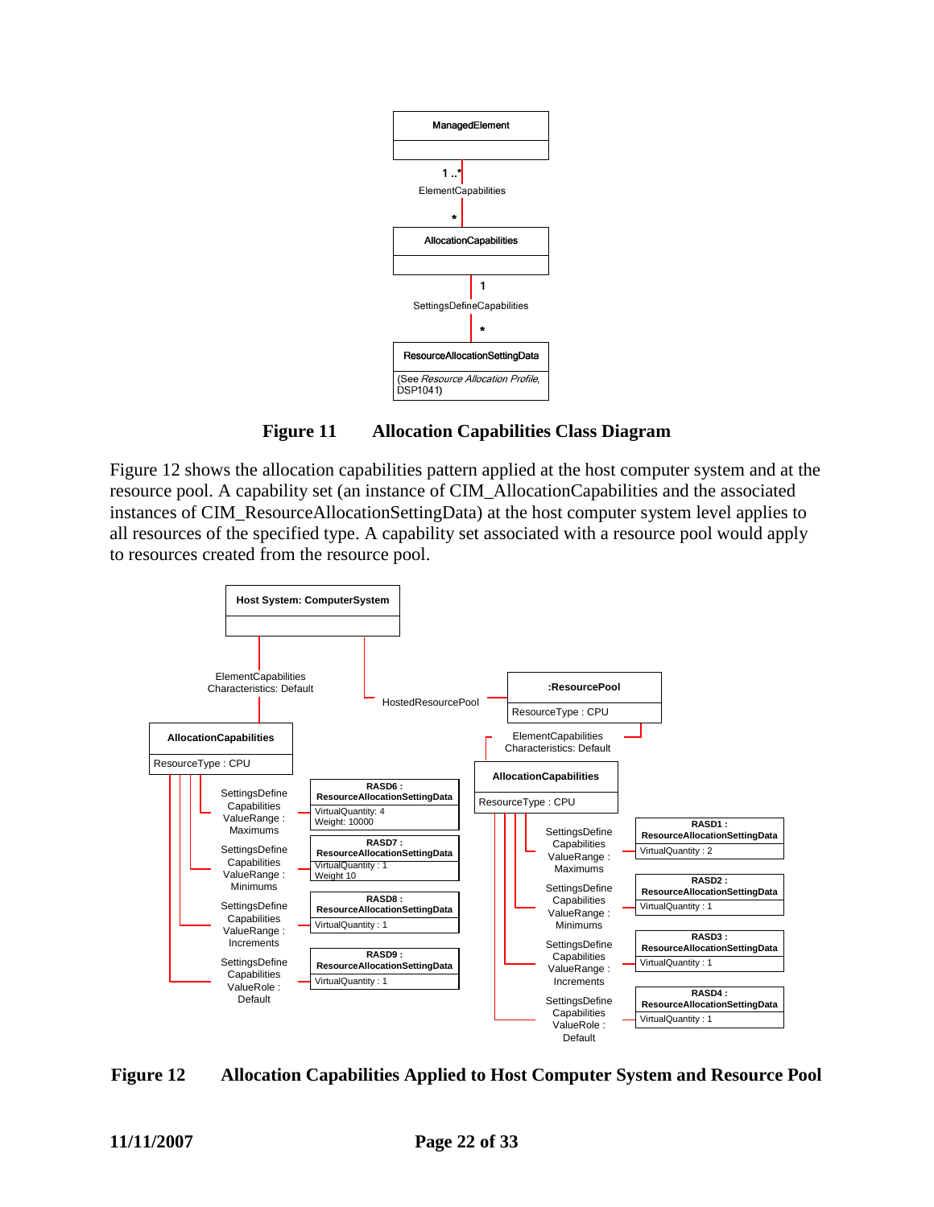ManagedElement

1 ..*

ElementCapabilities

*

AllocationCapabilities

1

SettingsDefineCapabilities

*

ResourceAllocationSettingData

(See *Resource Allocation Profile*, DSP1041)

**Figure 11 Allocation Capabilities Class Diagram**

Figure 12 shows the allocation capabilities pattern applied at the host computer system and at the resource pool. A capability set (an instance of CIM_AllocationCapabilities and the associated instances of CIM_ResourceAllocationSettingData) at the host computer system level applies to all resources of the specified type. A capability set associated with a resource pool would apply to resources created from the resource pool.

Host System: ComputerSystem

ElementCapabilities
Characteristics: Default

HostedResourcePool

:ResourcePool
ResourceType : CPU

ElementCapabilities
Characteristics: Default

AllocationCapabilities
ResourceType : CPU

AllocationCapabilities
ResourceType : CPU

SettingsDefine Capabilities ValueRange : Maximums

RASD6 : ResourceAllocationSettingData
VirtualQuantity: 4
Weight: 10000

SettingsDefine Capabilities ValueRange : Minimums

RASD7 : ResourceAllocationSettingData
VirtualQuantity : 1
Weight 10

SettingsDefine Capabilities ValueRange : Increments

RASD8 : ResourceAllocationSettingData
VirtualQuantity : 1

SettingsDefine Capabilities ValueRole : Default

RASD9 : ResourceAllocationSettingData
VirtualQuantity : 1

SettingsDefine Capabilities ValueRange : Maximums

RASD1 : ResourceAllocationSettingData
VirtualQuantity : 2

SettingsDefine Capabilities ValueRange : Minimums

RASD2 : ResourceAllocationSettingData
VirtualQuantity : 1

SettingsDefine Capabilities ValueRange : Increments

RASD3 : ResourceAllocationSettingData
VirtualQuantity : 1

SettingsDefine Capabilities ValueRole : Default

RASD4 : ResourceAllocationSettingData
VirtualQuantity : 1

**Figure 12 Allocation Capabilities Applied to Host Computer System and Resource Pool**

**11/11/2007**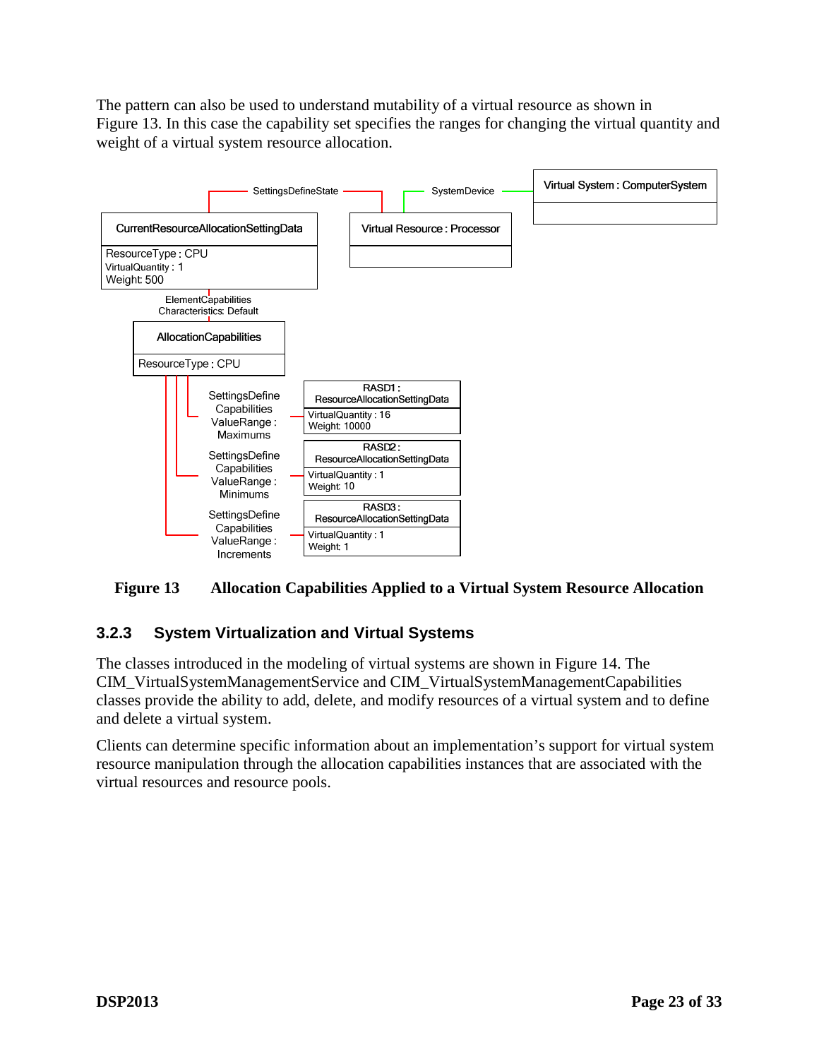The pattern can also be used to understand mutability of a virtual resource as shown in Figure 13. In this case the capability set specifies the ranges for changing the virtual quantity and weight of a virtual system resource allocation.

SettingsDefineState

SystemDevice

Virtual System : ComputerSystem

CurrentResourceAllocationSettingData

ResourceType : CPU
VirtualQuantity : 1
Weight: 500

Virtual Resource : Processor

ElementCapabilities
Characteristics: Default

AllocationCapabilities

ResourceType : CPU

SettingsDefine Capabilities ValueRange : Maximums

RASD1 : ResourceAllocationSettingData

VirtualQuantity : 16
Weight: 10000

SettingsDefine Capabilities ValueRange : Minimums

RASD2 : ResourceAllocationSettingData

VirtualQuantity : 1
Weight: 10

SettingsDefine Capabilities ValueRange : Increments

RASD3 : ResourceAllocationSettingData

VirtualQuantity : 1
Weight: 1

**Figure 13 Allocation Capabilities Applied to a Virtual System Resource Allocation**

### 3.2.3 System Virtualization and Virtual Systems

The classes introduced in the modeling of virtual systems are shown in Figure 14. The CIM_VirtualSystemManagementService and CIM_VirtualSystemManagementCapabilities classes provide the ability to add, delete, and modify resources of a virtual system and to define and delete a virtual system.

Clients can determine specific information about an implementation's support for virtual system resource manipulation through the allocation capabilities instances that are associated with the virtual resources and resource pools.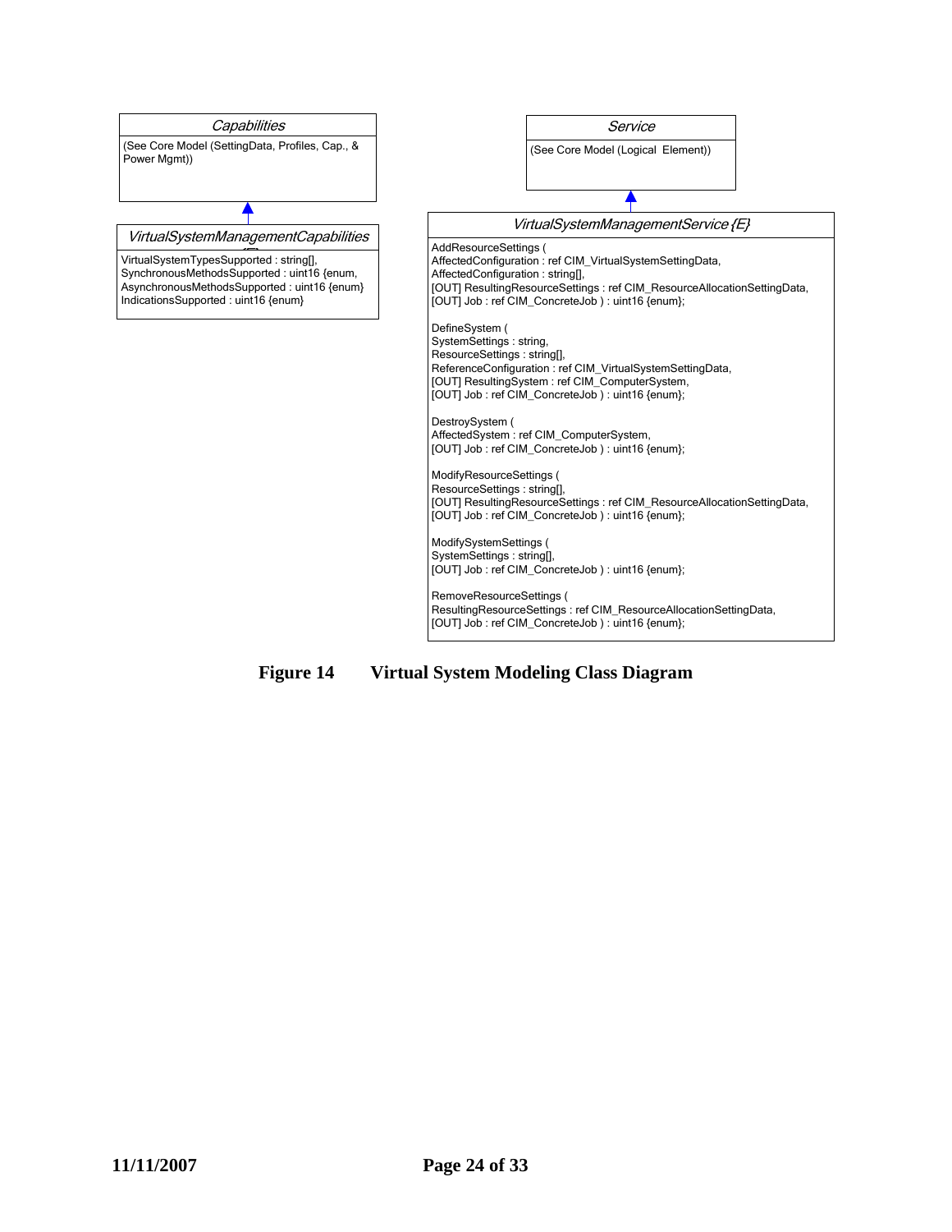*Capabilities*

(See Core Model (SettingData, Profiles, Cap., & Power Mgmt))

*VirtualSystemManagementCapabilities {E}*

VirtualSystemTypesSupported : string[],
SynchronousMethodsSupported : uint16 {enum,
AsynchronousMethodsSupported : uint16 {enum}
IndicationsSupported : uint16 {enum}

*Service*

(See Core Model (Logical Element))

*VirtualSystemManagementService {E}*

AddResourceSettings (
AffectedConfiguration : ref CIM_VirtualSystemSettingData,
AffectedConfiguration : string[],
[OUT] ResultingResourceSettings : ref CIM_ResourceAllocationSettingData,
[OUT] Job : ref CIM_ConcreteJob ) : uint16 {enum};

DefineSystem (
SystemSettings : string,
ResourceSettings : string[],
ReferenceConfiguration : ref CIM_VirtualSystemSettingData,
[OUT] ResultingSystem : ref CIM_ComputerSystem,
[OUT] Job : ref CIM_ConcreteJob ) : uint16 {enum};

DestroySystem (
AffectedSystem : ref CIM_ComputerSystem,
[OUT] Job : ref CIM_ConcreteJob ) : uint16 {enum};

ModifyResourceSettings (
ResourceSettings : string[],
[OUT] ResultingResourceSettings : ref CIM_ResourceAllocationSettingData,
[OUT] Job : ref CIM_ConcreteJob ) : uint16 {enum};

ModifySystemSettings (
SystemSettings : string[],
[OUT] Job : ref CIM_ConcreteJob ) : uint16 {enum};

RemoveResourceSettings (
ResultingResourceSettings : ref CIM_ResourceAllocationSettingData,
[OUT] Job : ref CIM_ConcreteJob ) : uint16 {enum};

**Figure 14 Virtual System Modeling Class Diagram**

**11/11/2007**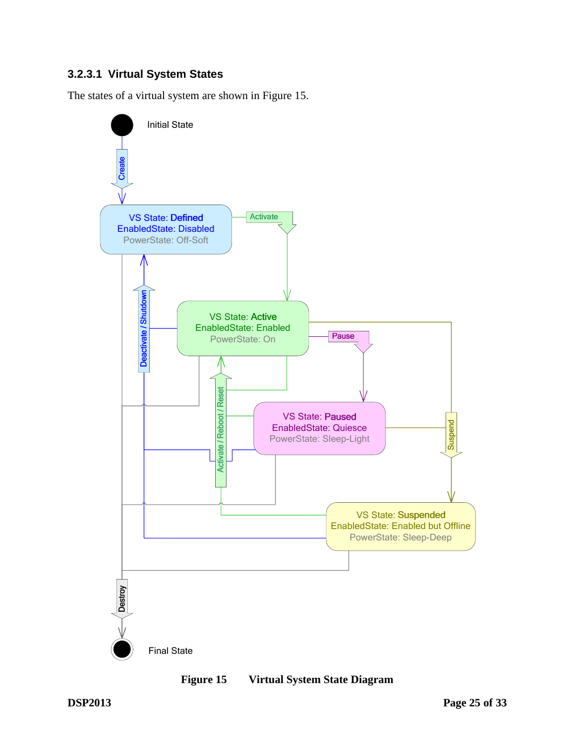### 3.2.3.1 Virtual System States

The states of a virtual system are shown in Figure 15.

Initial State

Create

VS State: Defined
EnabledState: Disabled
PowerState: Off-Soft

Activate

Deactivate / Shutdown

VS State: Active
EnabledState: Enabled
PowerState: On

Pause

Activate / Reboot / Reset

VS State: Paused
EnabledState: Quiesce
PowerState: Sleep-Light

Suspend

VS State: Suspended
EnabledState: Enabled but Offline
PowerState: Sleep-Deep

Destroy

Final State

**Figure 15 Virtual System State Diagram**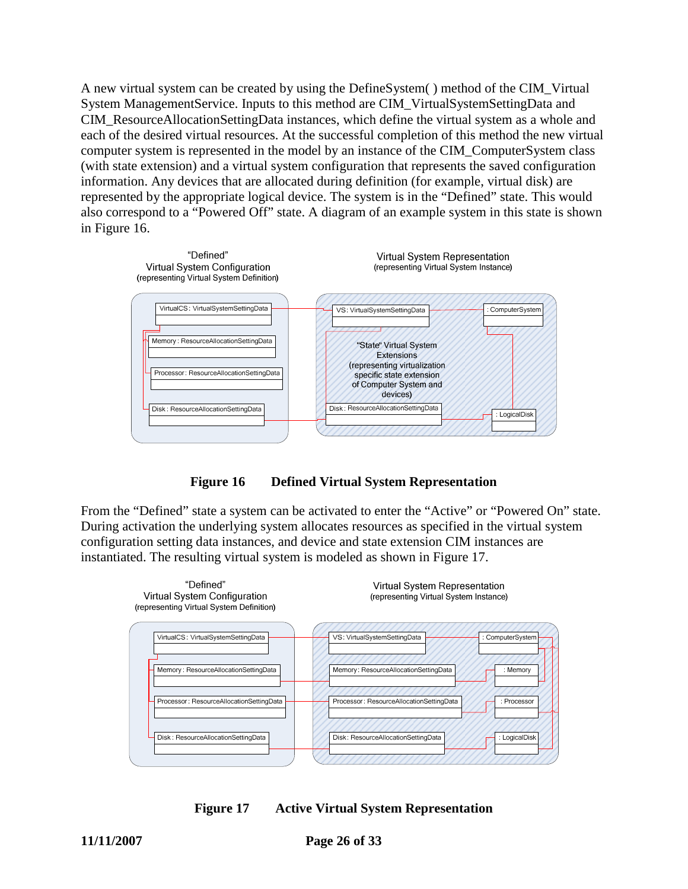A new virtual system can be created by using the DefineSystem( ) method of the CIM_Virtual System ManagementService. Inputs to this method are CIM_VirtualSystemSettingData and CIM_ResourceAllocationSettingData instances, which define the virtual system as a whole and each of the desired virtual resources. At the successful completion of this method the new virtual computer system is represented in the model by an instance of the CIM_ComputerSystem class (with state extension) and a virtual system configuration that represents the saved configuration information. Any devices that are allocated during definition (for example, virtual disk) are represented by the appropriate logical device. The system is in the "Defined" state. This would also correspond to a "Powered Off" state. A diagram of an example system in this state is shown in Figure 16.

"Defined"
Virtual System Configuration
(representing Virtual System Definition)

Virtual System Representation
(representing Virtual System Instance)

VirtualCS : VirtualSystemSettingData

Memory : ResourceAllocationSettingData

Processor : ResourceAllocationSettingData

Disk : ResourceAllocationSettingData

VS : VirtualSystemSettingData

: ComputerSystem

"State" Virtual System Extensions (representing virtualization specific state extension of Computer System and devices)

Disk : ResourceAllocationSettingData

: LogicalDisk

**Figure 16 Defined Virtual System Representation**

From the "Defined" state a system can be activated to enter the "Active" or "Powered On" state. During activation the underlying system allocates resources as specified in the virtual system configuration setting data instances, and device and state extension CIM instances are instantiated. The resulting virtual system is modeled as shown in Figure 17.

"Defined"
Virtual System Configuration
(representing Virtual System Definition)

Virtual System Representation
(representing Virtual System Instance)

VirtualCS : VirtualSystemSettingData

Memory : ResourceAllocationSettingData

Processor : ResourceAllocationSettingData

Disk : ResourceAllocationSettingData

VS : VirtualSystemSettingData

Memory : ResourceAllocationSettingData

Processor : ResourceAllocationSettingData

Disk : ResourceAllocationSettingData

: ComputerSystem

: Memory

: Processor

: LogicalDisk

**Figure 17 Active Virtual System Representation**

**11/11/2007**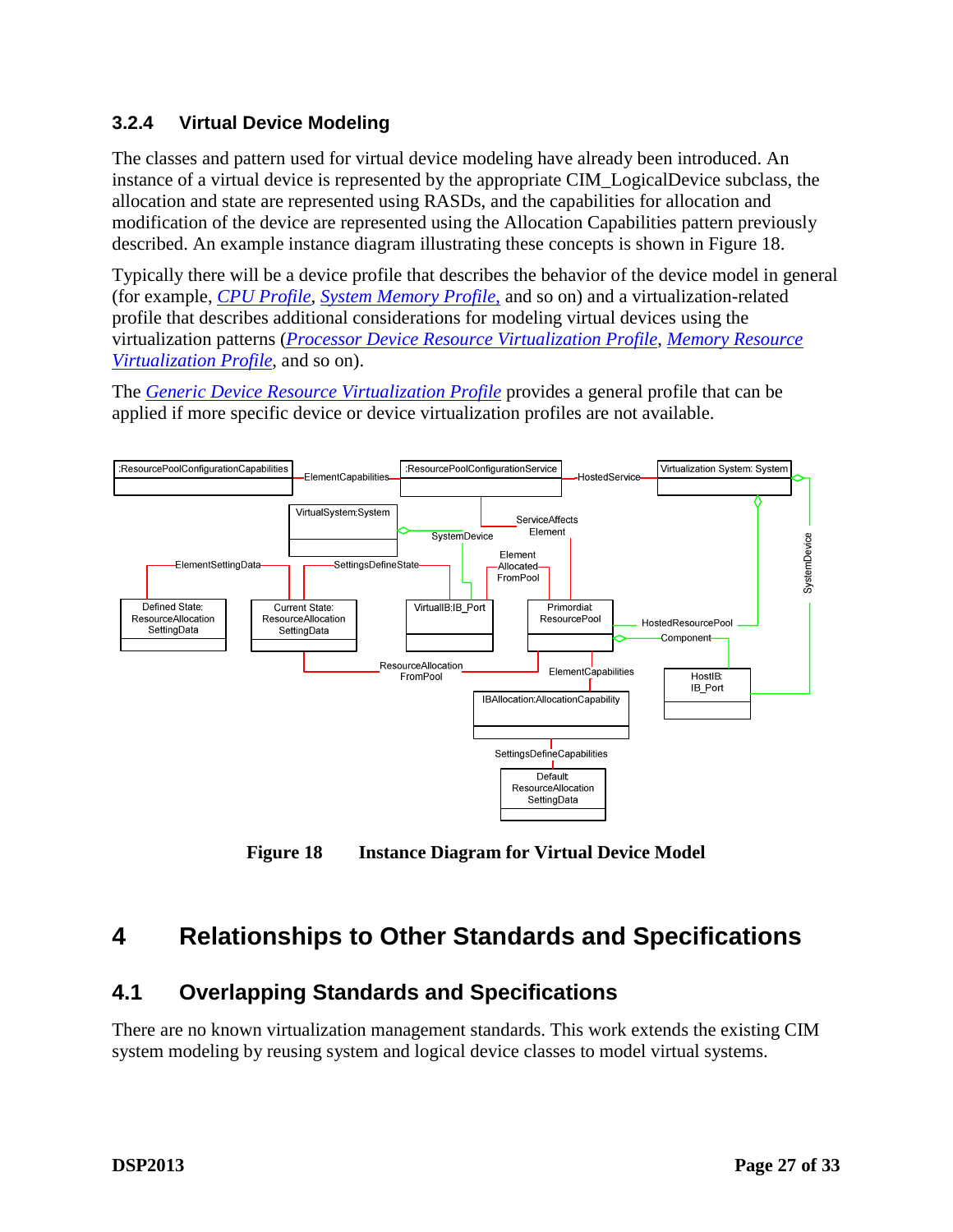### 3.2.4 Virtual Device Modeling

The classes and pattern used for virtual device modeling have already been introduced. An instance of a virtual device is represented by the appropriate CIM_LogicalDevice subclass, the allocation and state are represented using RASDs, and the capabilities for allocation and modification of the device are represented using the Allocation Capabilities pattern previously described. An example instance diagram illustrating these concepts is shown in Figure 18.

Typically there will be a device profile that describes the behavior of the device model in general (for example, *CPU Profile*, *System Memory Profile,* and so on) and a virtualization-related profile that describes additional considerations for modeling virtual devices using the virtualization patterns (*Processor Device Resource Virtualization Profile*, *Memory Resource Virtualization Profile*, and so on).

The *Generic Device Resource Virtualization Profile* provides a general profile that can be applied if more specific device or device virtualization profiles are not available.

**Figure 18 Instance Diagram for Virtual Device Model**

# 4 Relationships to Other Standards and Specifications

## 4.1 Overlapping Standards and Specifications

There are no known virtualization management standards. This work extends the existing CIM system modeling by reusing system and logical device classes to model virtual systems.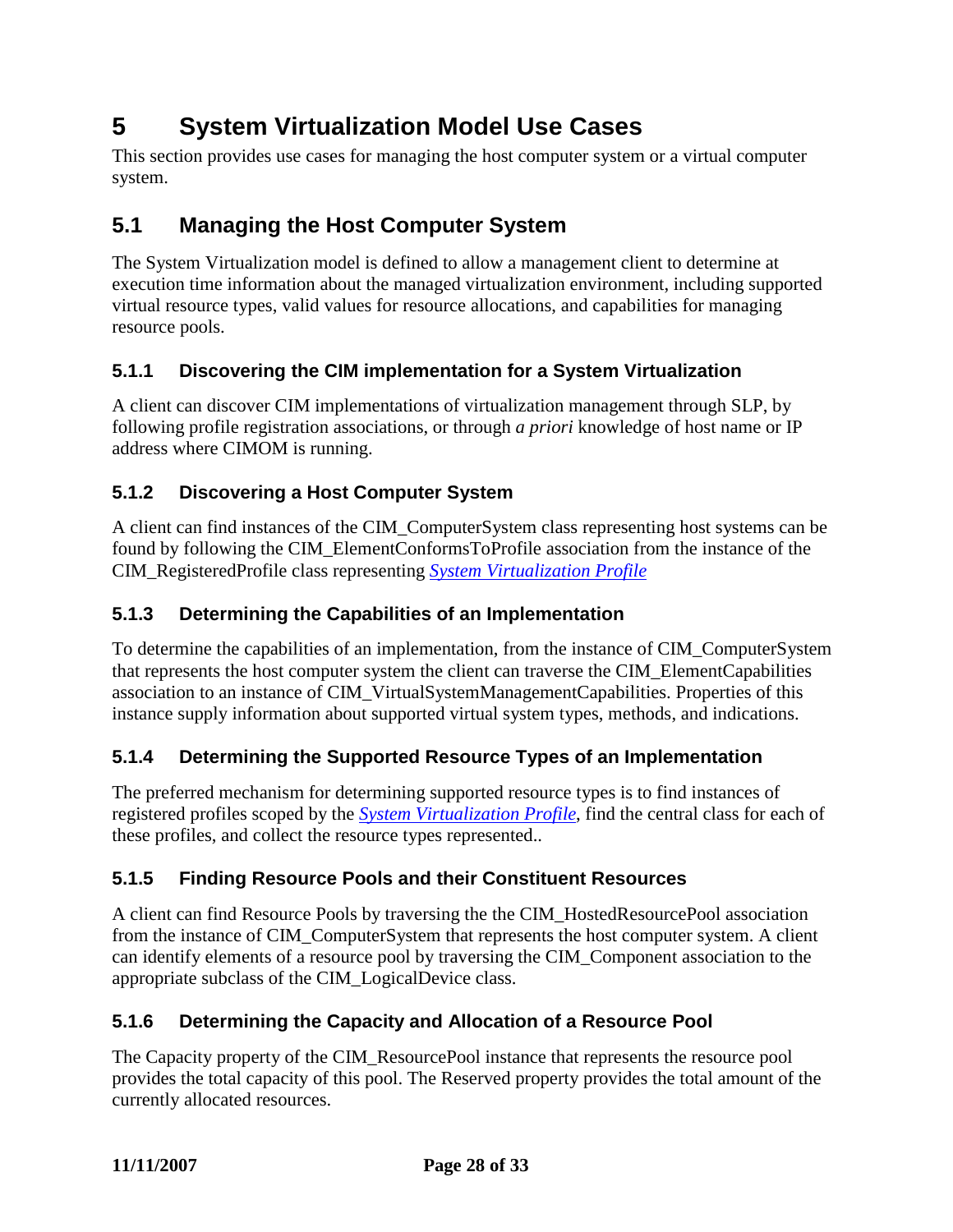# 5 System Virtualization Model Use Cases

This section provides use cases for managing the host computer system or a virtual computer system.

## 5.1 Managing the Host Computer System

The System Virtualization model is defined to allow a management client to determine at execution time information about the managed virtualization environment, including supported virtual resource types, valid values for resource allocations, and capabilities for managing resource pools.

### 5.1.1 Discovering the CIM implementation for a System Virtualization

A client can discover CIM implementations of virtualization management through SLP, by following profile registration associations, or through *a priori* knowledge of host name or IP address where CIMOM is running.

### 5.1.2 Discovering a Host Computer System

A client can find instances of the CIM_ComputerSystem class representing host systems can be found by following the CIM_ElementConformsToProfile association from the instance of the CIM_RegisteredProfile class representing *System Virtualization Profile*

### 5.1.3 Determining the Capabilities of an Implementation

To determine the capabilities of an implementation, from the instance of CIM_ComputerSystem that represents the host computer system the client can traverse the CIM_ElementCapabilities association to an instance of CIM_VirtualSystemManagementCapabilities. Properties of this instance supply information about supported virtual system types, methods, and indications.

### 5.1.4 Determining the Supported Resource Types of an Implementation

The preferred mechanism for determining supported resource types is to find instances of registered profiles scoped by the *System Virtualization Profile*, find the central class for each of these profiles, and collect the resource types represented..

### 5.1.5 Finding Resource Pools and their Constituent Resources

A client can find Resource Pools by traversing the the CIM_HostedResourcePool association from the instance of CIM_ComputerSystem that represents the host computer system. A client can identify elements of a resource pool by traversing the CIM_Component association to the appropriate subclass of the CIM_LogicalDevice class.

### 5.1.6 Determining the Capacity and Allocation of a Resource Pool

The Capacity property of the CIM_ResourcePool instance that represents the resource pool provides the total capacity of this pool. The Reserved property provides the total amount of the currently allocated resources.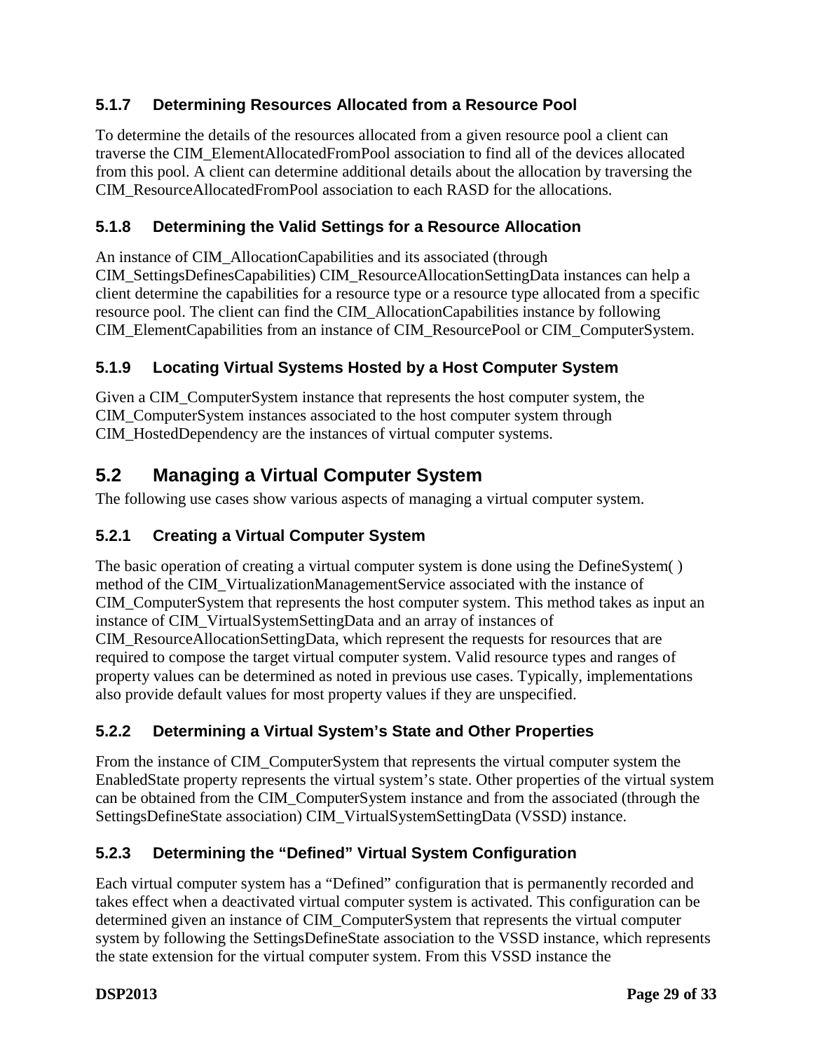### 5.1.7 Determining Resources Allocated from a Resource Pool

To determine the details of the resources allocated from a given resource pool a client can traverse the CIM_ElementAllocatedFromPool association to find all of the devices allocated from this pool. A client can determine additional details about the allocation by traversing the CIM_ResourceAllocatedFromPool association to each RASD for the allocations.

### 5.1.8 Determining the Valid Settings for a Resource Allocation

An instance of CIM_AllocationCapabilities and its associated (through CIM_SettingsDefinesCapabilities) CIM_ResourceAllocationSettingData instances can help a client determine the capabilities for a resource type or a resource type allocated from a specific resource pool. The client can find the CIM_AllocationCapabilities instance by following CIM_ElementCapabilities from an instance of CIM_ResourcePool or CIM_ComputerSystem.

### 5.1.9 Locating Virtual Systems Hosted by a Host Computer System

Given a CIM_ComputerSystem instance that represents the host computer system, the CIM_ComputerSystem instances associated to the host computer system through CIM_HostedDependency are the instances of virtual computer systems.

## 5.2 Managing a Virtual Computer System

The following use cases show various aspects of managing a virtual computer system.

### 5.2.1 Creating a Virtual Computer System

The basic operation of creating a virtual computer system is done using the DefineSystem( ) method of the CIM_VirtualizationManagementService associated with the instance of CIM_ComputerSystem that represents the host computer system. This method takes as input an instance of CIM_VirtualSystemSettingData and an array of instances of CIM_ResourceAllocationSettingData, which represent the requests for resources that are required to compose the target virtual computer system. Valid resource types and ranges of property values can be determined as noted in previous use cases. Typically, implementations also provide default values for most property values if they are unspecified.

### 5.2.2 Determining a Virtual System's State and Other Properties

From the instance of CIM_ComputerSystem that represents the virtual computer system the EnabledState property represents the virtual system's state. Other properties of the virtual system can be obtained from the CIM_ComputerSystem instance and from the associated (through the SettingsDefineState association) CIM_VirtualSystemSettingData (VSSD) instance.

### 5.2.3 Determining the "Defined" Virtual System Configuration

Each virtual computer system has a "Defined" configuration that is permanently recorded and takes effect when a deactivated virtual computer system is activated. This configuration can be determined given an instance of CIM_ComputerSystem that represents the virtual computer system by following the SettingsDefineState association to the VSSD instance, which represents the state extension for the virtual computer system. From this VSSD instance the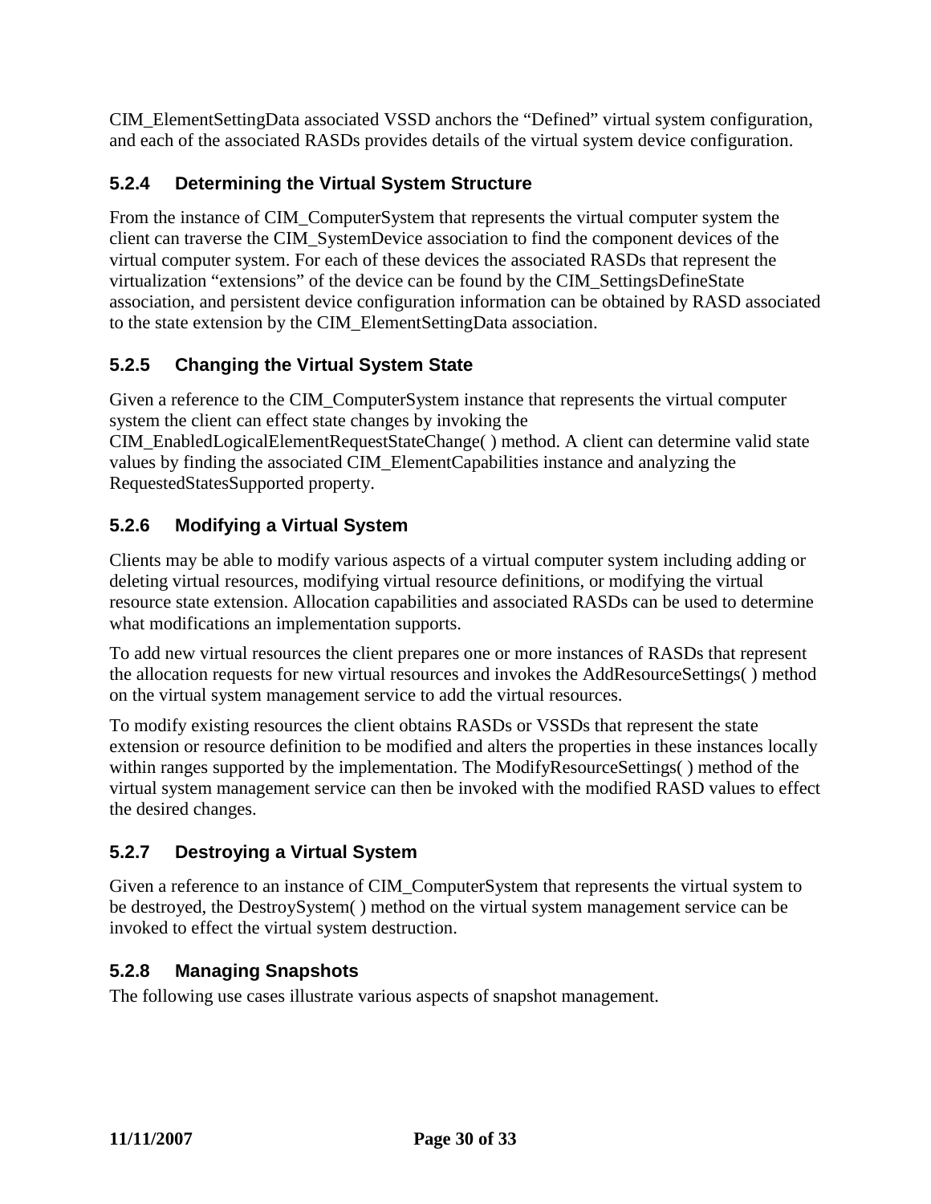CIM_ElementSettingData associated VSSD anchors the “Defined” virtual system configuration, and each of the associated RASDs provides details of the virtual system device configuration.

### 5.2.4 Determining the Virtual System Structure

From the instance of CIM_ComputerSystem that represents the virtual computer system the client can traverse the CIM_SystemDevice association to find the component devices of the virtual computer system. For each of these devices the associated RASDs that represent the virtualization “extensions” of the device can be found by the CIM_SettingsDefineState association, and persistent device configuration information can be obtained by RASD associated to the state extension by the CIM_ElementSettingData association.

### 5.2.5 Changing the Virtual System State

Given a reference to the CIM_ComputerSystem instance that represents the virtual computer system the client can effect state changes by invoking the CIM_EnabledLogicalElementRequestStateChange( ) method. A client can determine valid state values by finding the associated CIM_ElementCapabilities instance and analyzing the RequestedStatesSupported property.

### 5.2.6 Modifying a Virtual System

Clients may be able to modify various aspects of a virtual computer system including adding or deleting virtual resources, modifying virtual resource definitions, or modifying the virtual resource state extension. Allocation capabilities and associated RASDs can be used to determine what modifications an implementation supports.

To add new virtual resources the client prepares one or more instances of RASDs that represent the allocation requests for new virtual resources and invokes the AddResourceSettings( ) method on the virtual system management service to add the virtual resources.

To modify existing resources the client obtains RASDs or VSSDs that represent the state extension or resource definition to be modified and alters the properties in these instances locally within ranges supported by the implementation. The ModifyResourceSettings( ) method of the virtual system management service can then be invoked with the modified RASD values to effect the desired changes.

### 5.2.7 Destroying a Virtual System

Given a reference to an instance of CIM_ComputerSystem that represents the virtual system to be destroyed, the DestroySystem( ) method on the virtual system management service can be invoked to effect the virtual system destruction.

### 5.2.8 Managing Snapshots

The following use cases illustrate various aspects of snapshot management.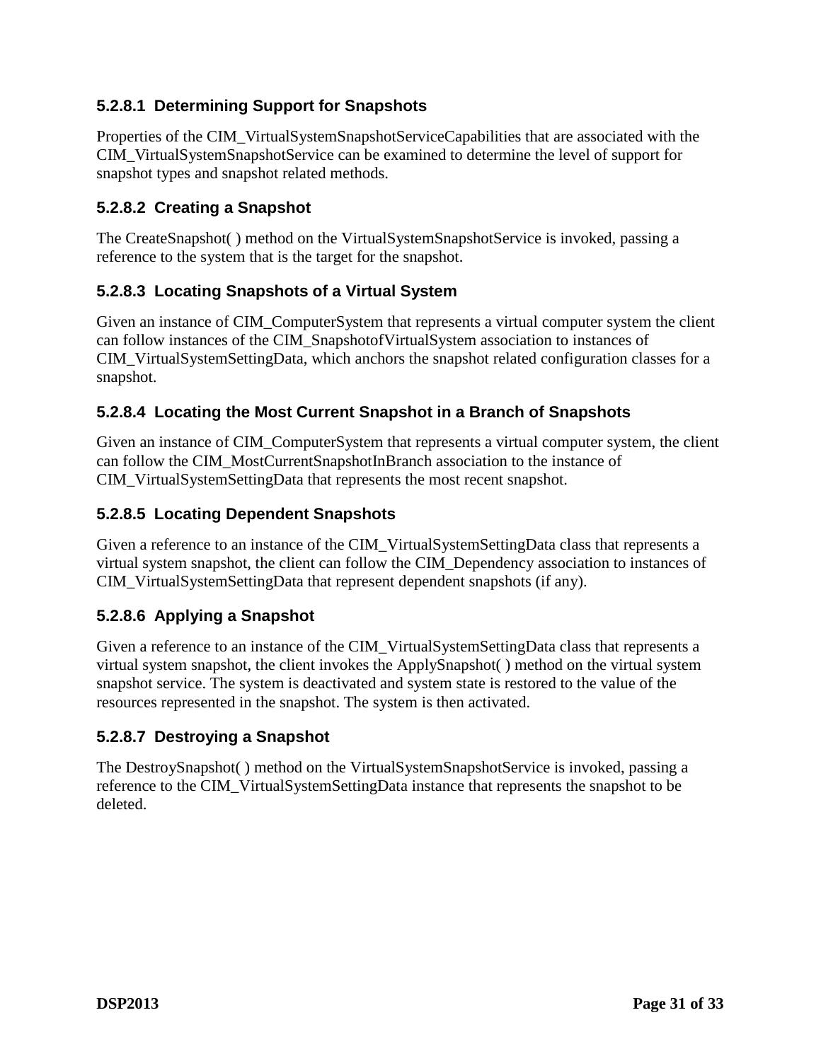#### 5.2.8.1 Determining Support for Snapshots

Properties of the CIM_VirtualSystemSnapshotServiceCapabilities that are associated with the CIM_VirtualSystemSnapshotService can be examined to determine the level of support for snapshot types and snapshot related methods.

#### 5.2.8.2 Creating a Snapshot

The CreateSnapshot( ) method on the VirtualSystemSnapshotService is invoked, passing a reference to the system that is the target for the snapshot.

#### 5.2.8.3 Locating Snapshots of a Virtual System

Given an instance of CIM_ComputerSystem that represents a virtual computer system the client can follow instances of the CIM_SnapshotofVirtualSystem association to instances of CIM_VirtualSystemSettingData, which anchors the snapshot related configuration classes for a snapshot.

#### 5.2.8.4 Locating the Most Current Snapshot in a Branch of Snapshots

Given an instance of CIM_ComputerSystem that represents a virtual computer system, the client can follow the CIM_MostCurrentSnapshotInBranch association to the instance of CIM_VirtualSystemSettingData that represents the most recent snapshot.

#### 5.2.8.5 Locating Dependent Snapshots

Given a reference to an instance of the CIM_VirtualSystemSettingData class that represents a virtual system snapshot, the client can follow the CIM_Dependency association to instances of CIM_VirtualSystemSettingData that represent dependent snapshots (if any).

#### 5.2.8.6 Applying a Snapshot

Given a reference to an instance of the CIM_VirtualSystemSettingData class that represents a virtual system snapshot, the client invokes the ApplySnapshot( ) method on the virtual system snapshot service. The system is deactivated and system state is restored to the value of the resources represented in the snapshot. The system is then activated.

#### 5.2.8.7 Destroying a Snapshot

The DestroySnapshot( ) method on the VirtualSystemSnapshotService is invoked, passing a reference to the CIM_VirtualSystemSettingData instance that represents the snapshot to be deleted.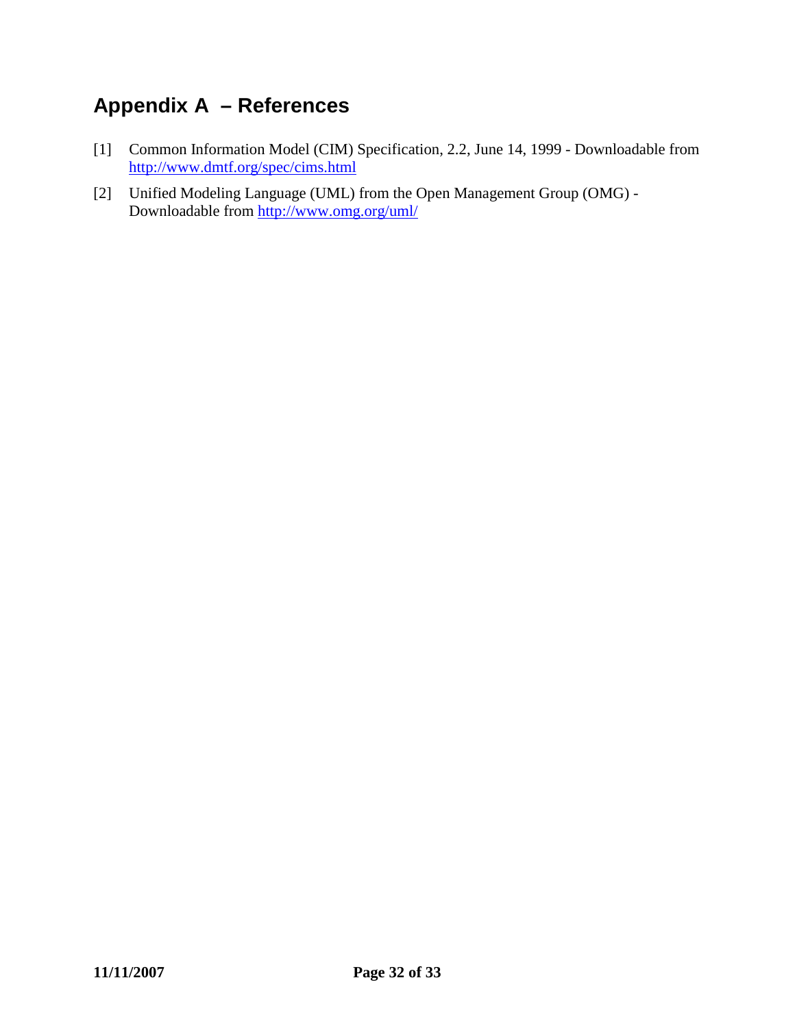# Appendix A – References

[1] Common Information Model (CIM) Specification, 2.2, June 14, 1999 - Downloadable from http://www.dmtf.org/spec/cims.html

[2] Unified Modeling Language (UML) from the Open Management Group (OMG) - Downloadable from http://www.omg.org/uml/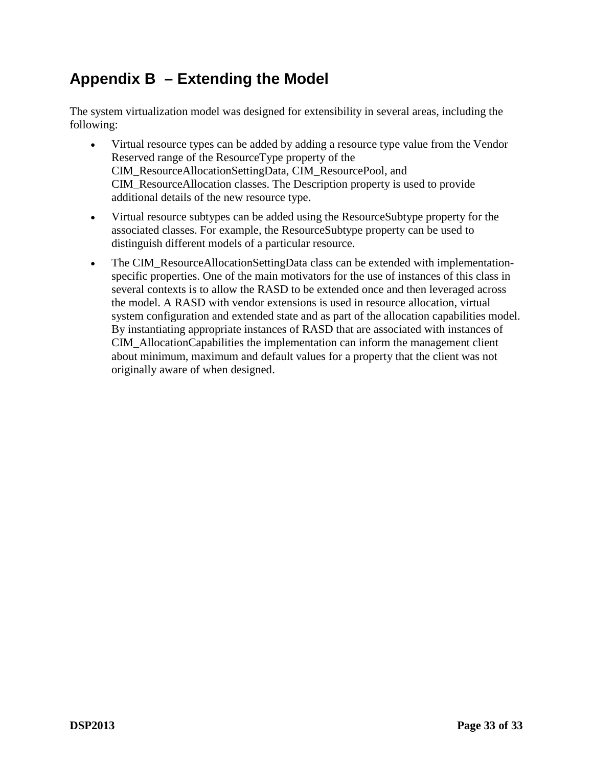# Appendix B – Extending the Model

The system virtualization model was designed for extensibility in several areas, including the following:

- Virtual resource types can be added by adding a resource type value from the Vendor Reserved range of the ResourceType property of the CIM_ResourceAllocationSettingData, CIM_ResourcePool, and CIM_ResourceAllocation classes. The Description property is used to provide additional details of the new resource type.
- Virtual resource subtypes can be added using the ResourceSubtype property for the associated classes. For example, the ResourceSubtype property can be used to distinguish different models of a particular resource.
- The CIM_ResourceAllocationSettingData class can be extended with implementation-specific properties. One of the main motivators for the use of instances of this class in several contexts is to allow the RASD to be extended once and then leveraged across the model. A RASD with vendor extensions is used in resource allocation, virtual system configuration and extended state and as part of the allocation capabilities model. By instantiating appropriate instances of RASD that are associated with instances of CIM_AllocationCapabilities the implementation can inform the management client about minimum, maximum and default values for a property that the client was not originally aware of when designed.